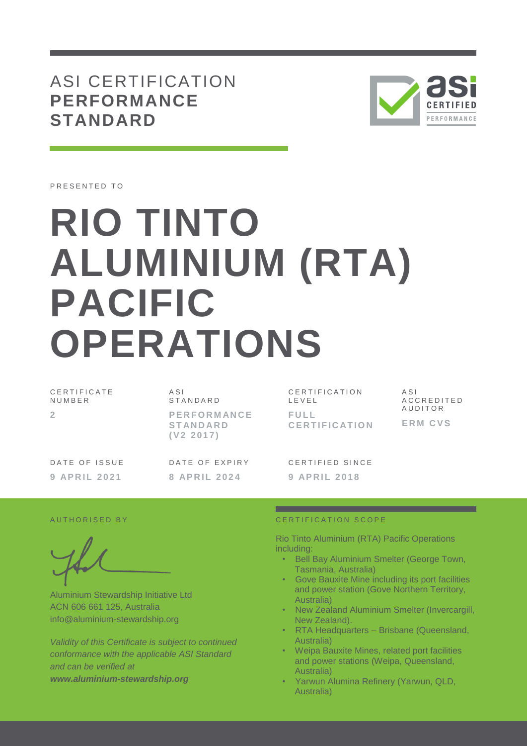# ASI CERTIFICATION **PERFORMANCE STANDARD**

PRESENTED TO

# RIO TINTO ALUMINIUM (RTA) PACIFIC OPERATIONS

| CERTIFICATE NUMBER | ASI STANDARD | CERTIFICATION LEVEL | ASI ACCREDITED AUDITOR |
|---|---|---|---|
| **2** | **PERFORMANCE STANDARD (V2 2017)** | **FULL CERTIFICATION** | **ERM CVS** |

| DATE OF ISSUE | DATE OF EXPIRY | CERTIFIED SINCE |
|---|---|---|
| **9 APRIL 2021** | **8 APRIL 2024** | **9 APRIL 2018** |

AUTHORISED BY

Aluminium Stewardship Initiative Ltd
ACN 606 661 125, Australia
info@aluminium-stewardship.org

*Validity of this Certificate is subject to continued conformance with the applicable ASI Standard and can be verified at* ***www.aluminium-stewardship.org***

CERTIFICATION SCOPE

Rio Tinto Aluminium (RTA) Pacific Operations including:

- Bell Bay Aluminium Smelter (George Town, Tasmania, Australia)
- Gove Bauxite Mine including its port facilities and power station (Gove Northern Territory, Australia)
- New Zealand Aluminium Smelter (Invercargill, New Zealand).
- RTA Headquarters – Brisbane (Queensland, Australia)
- Weipa Bauxite Mines, related port facilities and power stations (Weipa, Queensland, Australia)
- Yarwun Alumina Refinery (Yarwun, QLD, Australia)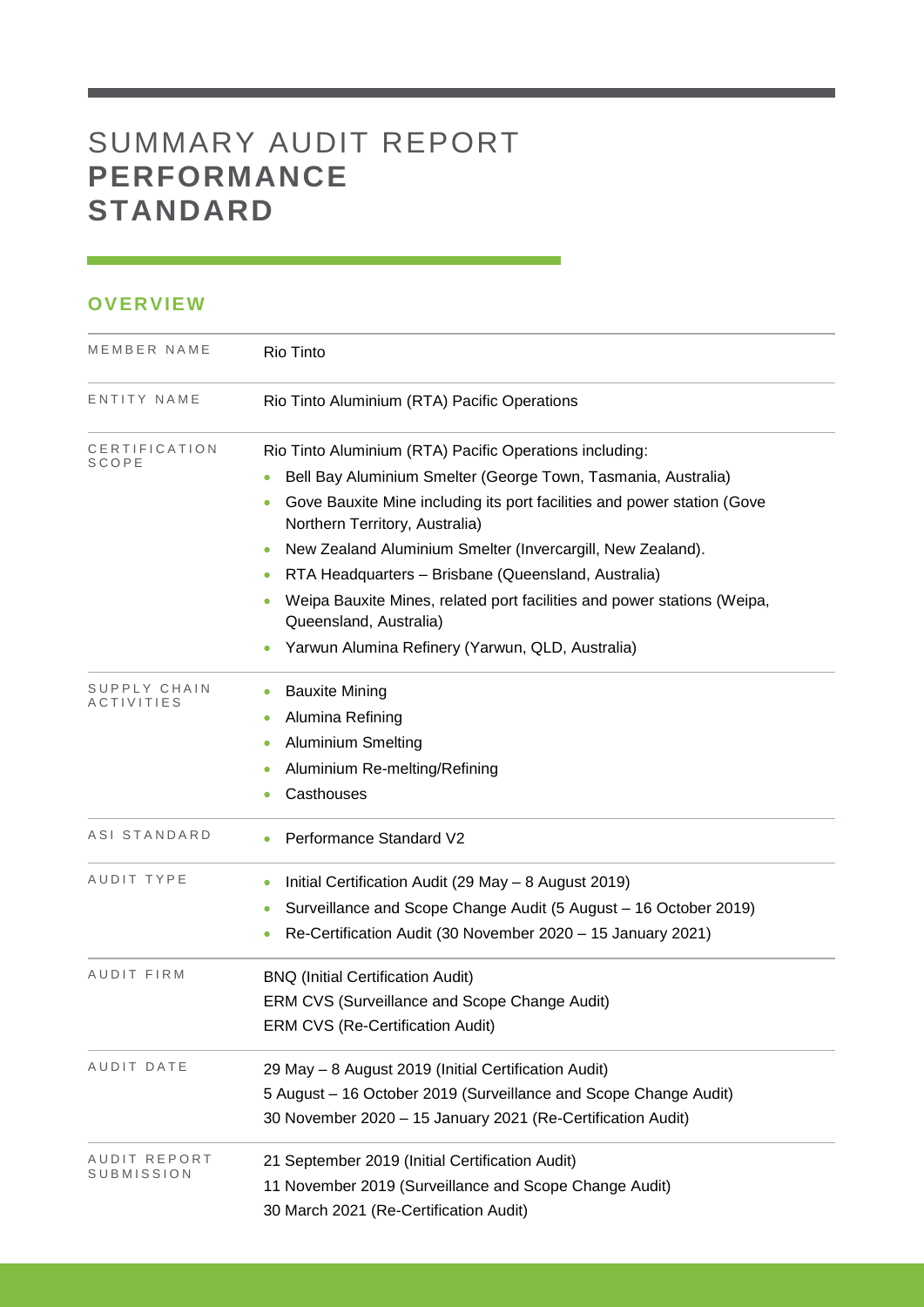# SUMMARY AUDIT REPORT **PERFORMANCE STANDARD**

## OVERVIEW

| | |
|---|---|
| MEMBER NAME | Rio Tinto |
| ENTITY NAME | Rio Tinto Aluminium (RTA) Pacific Operations |
| CERTIFICATION SCOPE | Rio Tinto Aluminium (RTA) Pacific Operations including:<br>• Bell Bay Aluminium Smelter (George Town, Tasmania, Australia)<br>• Gove Bauxite Mine including its port facilities and power station (Gove Northern Territory, Australia)<br>• New Zealand Aluminium Smelter (Invercargill, New Zealand).<br>• RTA Headquarters – Brisbane (Queensland, Australia)<br>• Weipa Bauxite Mines, related port facilities and power stations (Weipa, Queensland, Australia)<br>• Yarwun Alumina Refinery (Yarwun, QLD, Australia) |
| SUPPLY CHAIN ACTIVITIES | • Bauxite Mining<br>• Alumina Refining<br>• Aluminium Smelting<br>• Aluminium Re-melting/Refining<br>• Casthouses |
| ASI STANDARD | • Performance Standard V2 |
| AUDIT TYPE | • Initial Certification Audit (29 May – 8 August 2019)<br>• Surveillance and Scope Change Audit (5 August – 16 October 2019)<br>• Re-Certification Audit (30 November 2020 – 15 January 2021) |
| AUDIT FIRM | BNQ (Initial Certification Audit)<br>ERM CVS (Surveillance and Scope Change Audit)<br>ERM CVS (Re-Certification Audit) |
| AUDIT DATE | 29 May – 8 August 2019 (Initial Certification Audit)<br>5 August – 16 October 2019 (Surveillance and Scope Change Audit)<br>30 November 2020 – 15 January 2021 (Re-Certification Audit) |
| AUDIT REPORT SUBMISSION | 21 September 2019 (Initial Certification Audit)<br>11 November 2019 (Surveillance and Scope Change Audit)<br>30 March 2021 (Re-Certification Audit) |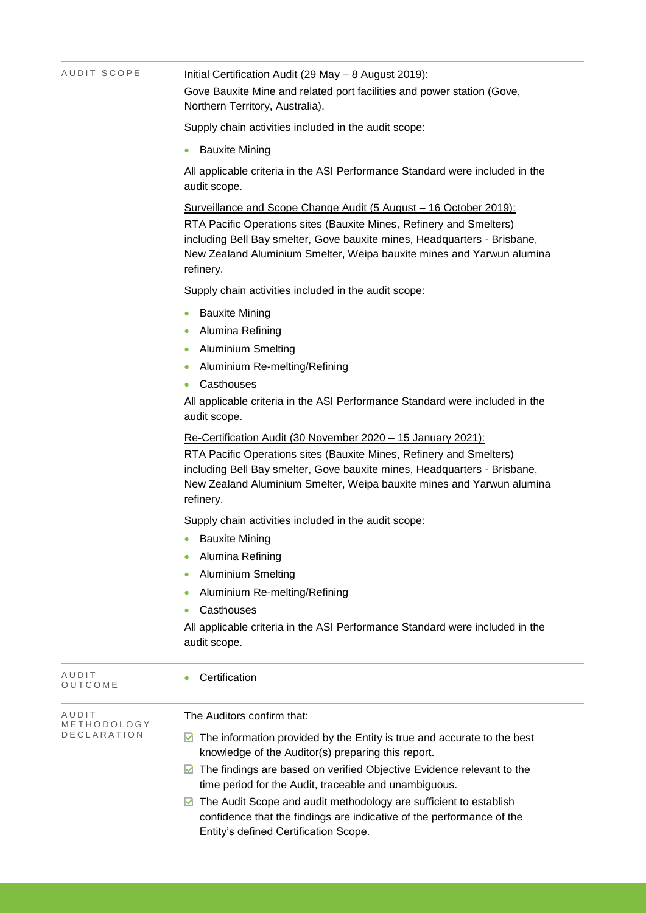| | |
|---|---|
| AUDIT SCOPE | Initial Certification Audit (29 May – 8 August 2019):<br>Gove Bauxite Mine and related port facilities and power station (Gove, Northern Territory, Australia).<br>Supply chain activities included in the audit scope:<br>• Bauxite Mining<br>All applicable criteria in the ASI Performance Standard were included in the audit scope.<br>Surveillance and Scope Change Audit (5 August – 16 October 2019):<br>RTA Pacific Operations sites (Bauxite Mines, Refinery and Smelters) including Bell Bay smelter, Gove bauxite mines, Headquarters - Brisbane, New Zealand Aluminium Smelter, Weipa bauxite mines and Yarwun alumina refinery.<br>Supply chain activities included in the audit scope:<br>• Bauxite Mining<br>• Alumina Refining<br>• Aluminium Smelting<br>• Aluminium Re-melting/Refining<br>• Casthouses<br>All applicable criteria in the ASI Performance Standard were included in the audit scope.<br>Re-Certification Audit (30 November 2020 – 15 January 2021):<br>RTA Pacific Operations sites (Bauxite Mines, Refinery and Smelters) including Bell Bay smelter, Gove bauxite mines, Headquarters - Brisbane, New Zealand Aluminium Smelter, Weipa bauxite mines and Yarwun alumina refinery.<br>Supply chain activities included in the audit scope:<br>• Bauxite Mining<br>• Alumina Refining<br>• Aluminium Smelting<br>• Aluminium Re-melting/Refining<br>• Casthouses<br>All applicable criteria in the ASI Performance Standard were included in the audit scope. |
| AUDIT OUTCOME | • Certification |
| AUDIT METHODOLOGY DECLARATION | The Auditors confirm that:<br>☑ The information provided by the Entity is true and accurate to the best knowledge of the Auditor(s) preparing this report.<br>☑ The findings are based on verified Objective Evidence relevant to the time period for the Audit, traceable and unambiguous.<br>☑ The Audit Scope and audit methodology are sufficient to establish confidence that the findings are indicative of the performance of the Entity's defined Certification Scope. |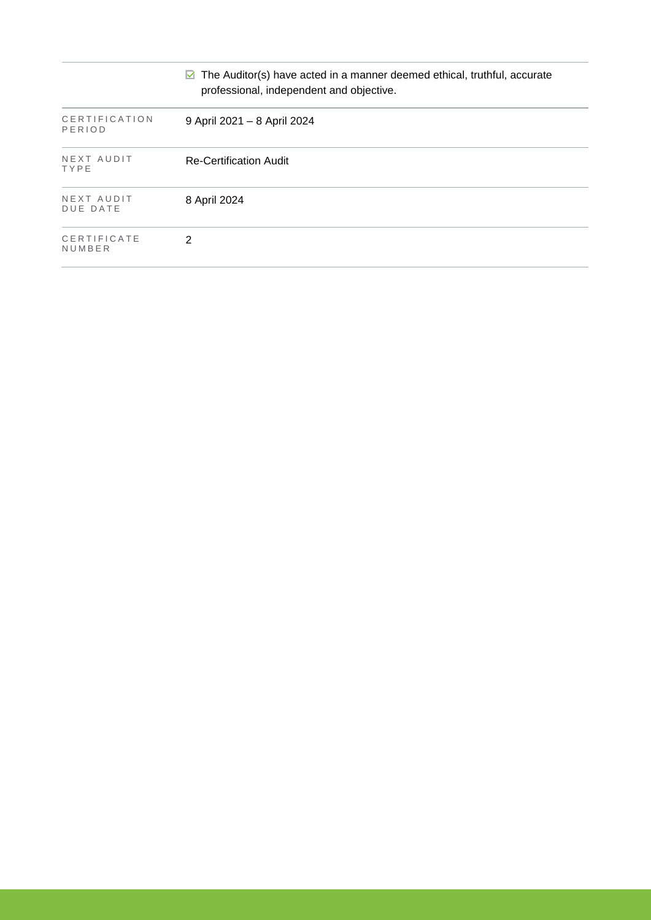| | |
|---|---|
| | ☑ The Auditor(s) have acted in a manner deemed ethical, truthful, accurate professional, independent and objective. |
| CERTIFICATION PERIOD | 9 April 2021 – 8 April 2024 |
| NEXT AUDIT TYPE | Re-Certification Audit |
| NEXT AUDIT DUE DATE | 8 April 2024 |
| CERTIFICATE NUMBER | 2 |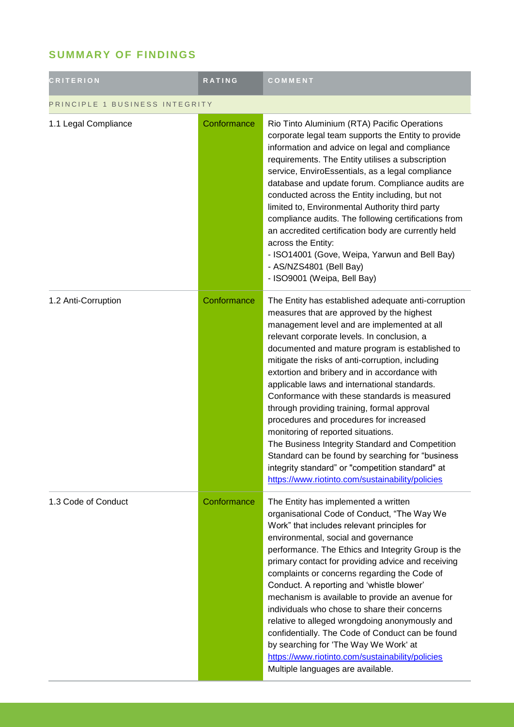## SUMMARY OF FINDINGS

| CRITERION | RATING | COMMENT |
|---|---|---|
| PRINCIPLE 1 BUSINESS INTEGRITY | | |
| 1.1 Legal Compliance | Conformance | Rio Tinto Aluminium (RTA) Pacific Operations corporate legal team supports the Entity to provide information and advice on legal and compliance requirements. The Entity utilises a subscription service, EnviroEssentials, as a legal compliance database and update forum. Compliance audits are conducted across the Entity including, but not limited to, Environmental Authority third party compliance audits. The following certifications from an accredited certification body are currently held across the Entity:<br>- ISO14001 (Gove, Weipa, Yarwun and Bell Bay)<br>- AS/NZS4801 (Bell Bay)<br>- ISO9001 (Weipa, Bell Bay) |
| 1.2 Anti-Corruption | Conformance | The Entity has established adequate anti-corruption measures that are approved by the highest management level and are implemented at all relevant corporate levels. In conclusion, a documented and mature program is established to mitigate the risks of anti-corruption, including extortion and bribery and in accordance with applicable laws and international standards. Conformance with these standards is measured through providing training, formal approval procedures and procedures for increased monitoring of reported situations.<br>The Business Integrity Standard and Competition Standard can be found by searching for "business integrity standard" or "competition standard" at https://www.riotinto.com/sustainability/policies |
| 1.3 Code of Conduct | Conformance | The Entity has implemented a written organisational Code of Conduct, "The Way We Work" that includes relevant principles for environmental, social and governance performance. The Ethics and Integrity Group is the primary contact for providing advice and receiving complaints or concerns regarding the Code of Conduct. A reporting and 'whistle blower' mechanism is available to provide an avenue for individuals who chose to share their concerns relative to alleged wrongdoing anonymously and confidentially. The Code of Conduct can be found by searching for 'The Way We Work' at https://www.riotinto.com/sustainability/policies Multiple languages are available. |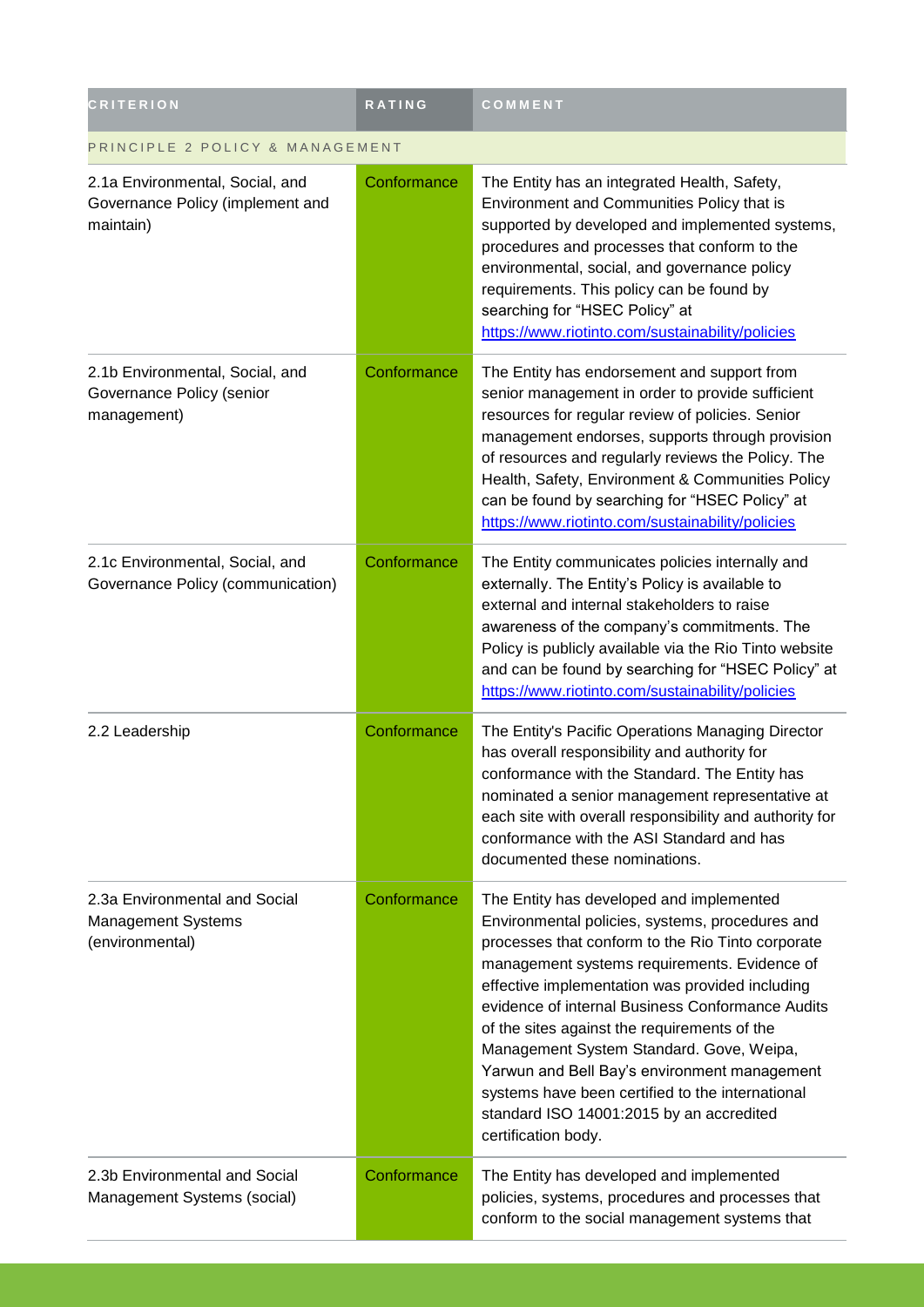| CRITERION | RATING | COMMENT |
| --- | --- | --- |
| PRINCIPLE 2 POLICY & MANAGEMENT | | |
| 2.1a Environmental, Social, and Governance Policy (implement and maintain) | Conformance | The Entity has an integrated Health, Safety, Environment and Communities Policy that is supported by developed and implemented systems, procedures and processes that conform to the environmental, social, and governance policy requirements. This policy can be found by searching for "HSEC Policy" at https://www.riotinto.com/sustainability/policies |
| 2.1b Environmental, Social, and Governance Policy (senior management) | Conformance | The Entity has endorsement and support from senior management in order to provide sufficient resources for regular review of policies. Senior management endorses, supports through provision of resources and regularly reviews the Policy. The Health, Safety, Environment & Communities Policy can be found by searching for "HSEC Policy" at https://www.riotinto.com/sustainability/policies |
| 2.1c Environmental, Social, and Governance Policy (communication) | Conformance | The Entity communicates policies internally and externally. The Entity's Policy is available to external and internal stakeholders to raise awareness of the company's commitments. The Policy is publicly available via the Rio Tinto website and can be found by searching for "HSEC Policy" at https://www.riotinto.com/sustainability/policies |
| 2.2 Leadership | Conformance | The Entity's Pacific Operations Managing Director has overall responsibility and authority for conformance with the Standard. The Entity has nominated a senior management representative at each site with overall responsibility and authority for conformance with the ASI Standard and has documented these nominations. |
| 2.3a Environmental and Social Management Systems (environmental) | Conformance | The Entity has developed and implemented Environmental policies, systems, procedures and processes that conform to the Rio Tinto corporate management systems requirements. Evidence of effective implementation was provided including evidence of internal Business Conformance Audits of the sites against the requirements of the Management System Standard. Gove, Weipa, Yarwun and Bell Bay's environment management systems have been certified to the international standard ISO 14001:2015 by an accredited certification body. |
| 2.3b Environmental and Social Management Systems (social) | Conformance | The Entity has developed and implemented policies, systems, procedures and processes that conform to the social management systems that |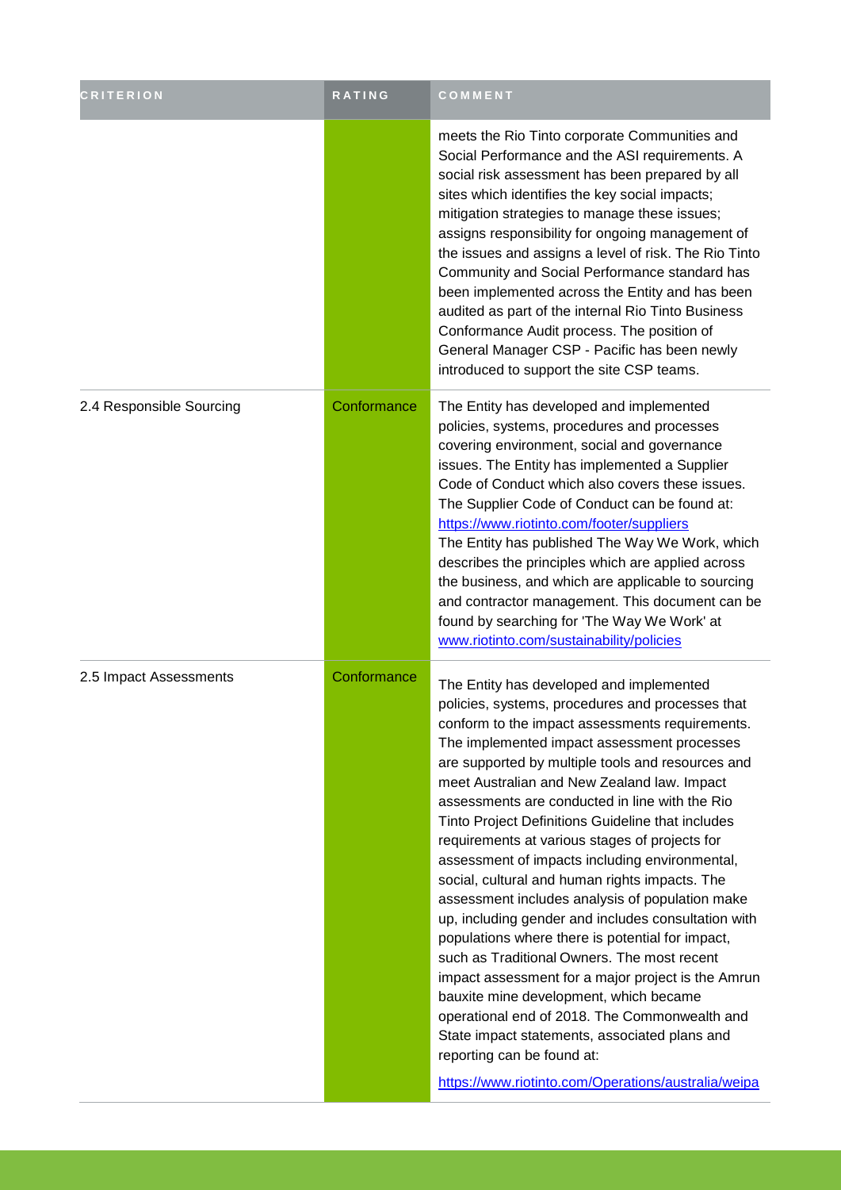| CRITERION | RATING | COMMENT |
|---|---|---|
| | | meets the Rio Tinto corporate Communities and Social Performance and the ASI requirements. A social risk assessment has been prepared by all sites which identifies the key social impacts; mitigation strategies to manage these issues; assigns responsibility for ongoing management of the issues and assigns a level of risk. The Rio Tinto Community and Social Performance standard has been implemented across the Entity and has been audited as part of the internal Rio Tinto Business Conformance Audit process. The position of General Manager CSP - Pacific has been newly introduced to support the site CSP teams. |
| 2.4 Responsible Sourcing | Conformance | The Entity has developed and implemented policies, systems, procedures and processes covering environment, social and governance issues. The Entity has implemented a Supplier Code of Conduct which also covers these issues. The Supplier Code of Conduct can be found at: https://www.riotinto.com/footer/suppliers The Entity has published The Way We Work, which describes the principles which are applied across the business, and which are applicable to sourcing and contractor management. This document can be found by searching for 'The Way We Work' at www.riotinto.com/sustainability/policies |
| 2.5 Impact Assessments | Conformance | The Entity has developed and implemented policies, systems, procedures and processes that conform to the impact assessments requirements. The implemented impact assessment processes are supported by multiple tools and resources and meet Australian and New Zealand law. Impact assessments are conducted in line with the Rio Tinto Project Definitions Guideline that includes requirements at various stages of projects for assessment of impacts including environmental, social, cultural and human rights impacts. The assessment includes analysis of population make up, including gender and includes consultation with populations where there is potential for impact, such as Traditional Owners. The most recent impact assessment for a major project is the Amrun bauxite mine development, which became operational end of 2018. The Commonwealth and State impact statements, associated plans and reporting can be found at: https://www.riotinto.com/Operations/australia/weipa |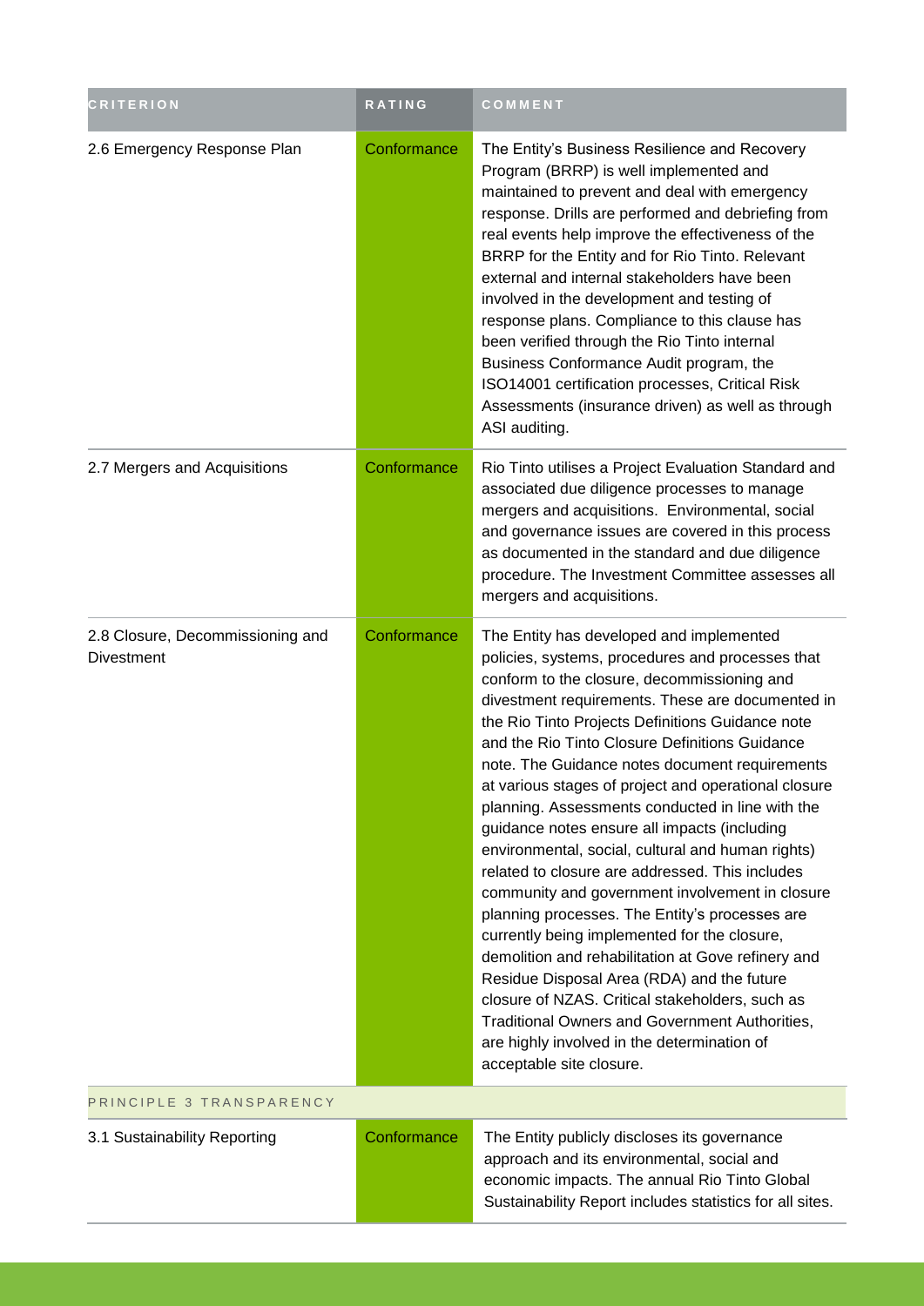| CRITERION | RATING | COMMENT |
| --- | --- | --- |
| 2.6 Emergency Response Plan | Conformance | The Entity's Business Resilience and Recovery Program (BRRP) is well implemented and maintained to prevent and deal with emergency response. Drills are performed and debriefing from real events help improve the effectiveness of the BRRP for the Entity and for Rio Tinto. Relevant external and internal stakeholders have been involved in the development and testing of response plans. Compliance to this clause has been verified through the Rio Tinto internal Business Conformance Audit program, the ISO14001 certification processes, Critical Risk Assessments (insurance driven) as well as through ASI auditing. |
| 2.7 Mergers and Acquisitions | Conformance | Rio Tinto utilises a Project Evaluation Standard and associated due diligence processes to manage mergers and acquisitions. Environmental, social and governance issues are covered in this process as documented in the standard and due diligence procedure. The Investment Committee assesses all mergers and acquisitions. |
| 2.8 Closure, Decommissioning and Divestment | Conformance | The Entity has developed and implemented policies, systems, procedures and processes that conform to the closure, decommissioning and divestment requirements. These are documented in the Rio Tinto Projects Definitions Guidance note and the Rio Tinto Closure Definitions Guidance note. The Guidance notes document requirements at various stages of project and operational closure planning. Assessments conducted in line with the guidance notes ensure all impacts (including environmental, social, cultural and human rights) related to closure are addressed. This includes community and government involvement in closure planning processes. The Entity's processes are currently being implemented for the closure, demolition and rehabilitation at Gove refinery and Residue Disposal Area (RDA) and the future closure of NZAS. Critical stakeholders, such as Traditional Owners and Government Authorities, are highly involved in the determination of acceptable site closure. |
| PRINCIPLE 3 TRANSPARENCY | | |
| 3.1 Sustainability Reporting | Conformance | The Entity publicly discloses its governance approach and its environmental, social and economic impacts. The annual Rio Tinto Global Sustainability Report includes statistics for all sites. |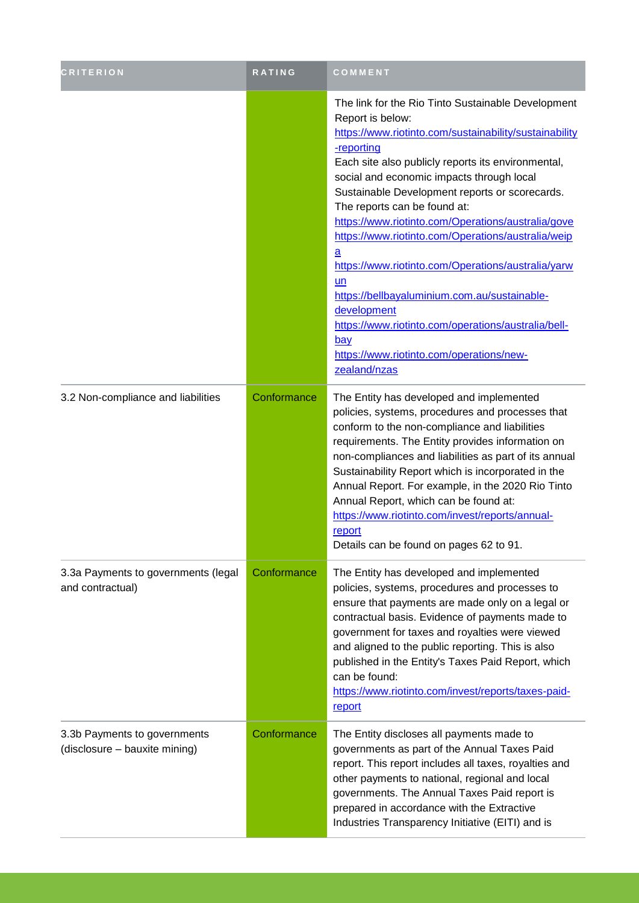| CRITERION | RATING | COMMENT |
|---|---|---|
| | | The link for the Rio Tinto Sustainable Development Report is below: https://www.riotinto.com/sustainability/sustainability-reporting Each site also publicly reports its environmental, social and economic impacts through local Sustainable Development reports or scorecards. The reports can be found at: https://www.riotinto.com/Operations/australia/gove https://www.riotinto.com/Operations/australia/weipa https://www.riotinto.com/Operations/australia/yarwun https://bellbayaluminium.com.au/sustainable-development https://www.riotinto.com/operations/australia/bell-bay https://www.riotinto.com/operations/new-zealand/nzas |
| 3.2 Non-compliance and liabilities | Conformance | The Entity has developed and implemented policies, systems, procedures and processes that conform to the non-compliance and liabilities requirements. The Entity provides information on non-compliances and liabilities as part of its annual Sustainability Report which is incorporated in the Annual Report. For example, in the 2020 Rio Tinto Annual Report, which can be found at: https://www.riotinto.com/invest/reports/annual-report Details can be found on pages 62 to 91. |
| 3.3a Payments to governments (legal and contractual) | Conformance | The Entity has developed and implemented policies, systems, procedures and processes to ensure that payments are made only on a legal or contractual basis. Evidence of payments made to government for taxes and royalties were viewed and aligned to the public reporting. This is also published in the Entity's Taxes Paid Report, which can be found: https://www.riotinto.com/invest/reports/taxes-paid-report |
| 3.3b Payments to governments (disclosure – bauxite mining) | Conformance | The Entity discloses all payments made to governments as part of the Annual Taxes Paid report. This report includes all taxes, royalties and other payments to national, regional and local governments. The Annual Taxes Paid report is prepared in accordance with the Extractive Industries Transparency Initiative (EITI) and is |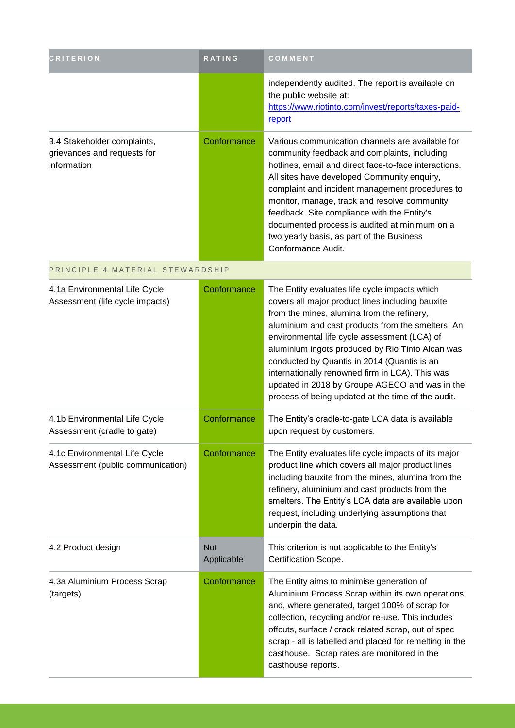| CRITERION | RATING | COMMENT |
|---|---|---|
| | | independently audited. The report is available on the public website at: https://www.riotinto.com/invest/reports/taxes-paid-report |
| 3.4 Stakeholder complaints, grievances and requests for information | Conformance | Various communication channels are available for community feedback and complaints, including hotlines, email and direct face-to-face interactions. All sites have developed Community enquiry, complaint and incident management procedures to monitor, manage, track and resolve community feedback. Site compliance with the Entity's documented process is audited at minimum on a two yearly basis, as part of the Business Conformance Audit. |
| PRINCIPLE 4 MATERIAL STEWARDSHIP | | |
| 4.1a Environmental Life Cycle Assessment (life cycle impacts) | Conformance | The Entity evaluates life cycle impacts which covers all major product lines including bauxite from the mines, alumina from the refinery, aluminium and cast products from the smelters. An environmental life cycle assessment (LCA) of aluminium ingots produced by Rio Tinto Alcan was conducted by Quantis in 2014 (Quantis is an internationally renowned firm in LCA). This was updated in 2018 by Groupe AGECO and was in the process of being updated at the time of the audit. |
| 4.1b Environmental Life Cycle Assessment (cradle to gate) | Conformance | The Entity's cradle-to-gate LCA data is available upon request by customers. |
| 4.1c Environmental Life Cycle Assessment (public communication) | Conformance | The Entity evaluates life cycle impacts of its major product line which covers all major product lines including bauxite from the mines, alumina from the refinery, aluminium and cast products from the smelters. The Entity's LCA data are available upon request, including underlying assumptions that underpin the data. |
| 4.2 Product design | Not Applicable | This criterion is not applicable to the Entity's Certification Scope. |
| 4.3a Aluminium Process Scrap (targets) | Conformance | The Entity aims to minimise generation of Aluminium Process Scrap within its own operations and, where generated, target 100% of scrap for collection, recycling and/or re-use. This includes offcuts, surface / crack related scrap, out of spec scrap - all is labelled and placed for remelting in the casthouse. Scrap rates are monitored in the casthouse reports. |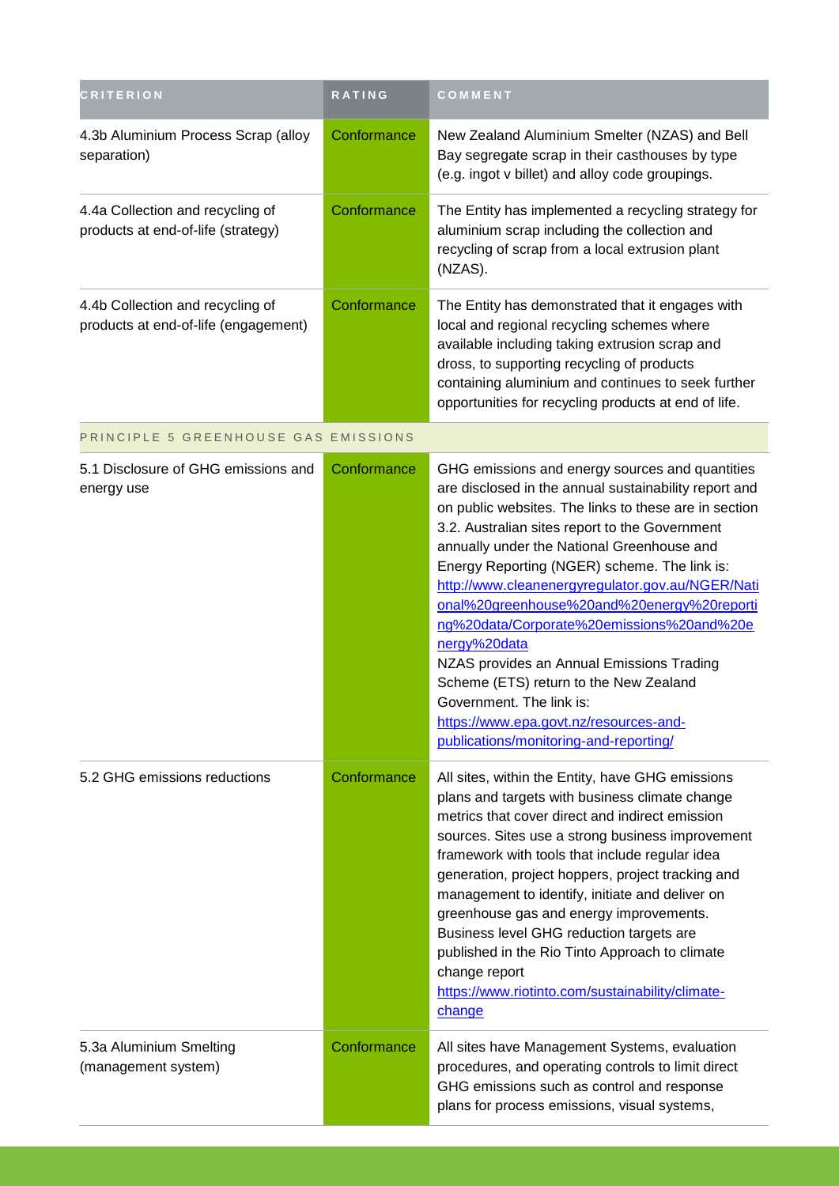| CRITERION | RATING | COMMENT |
| --- | --- | --- |
| 4.3b Aluminium Process Scrap (alloy separation) | Conformance | New Zealand Aluminium Smelter (NZAS) and Bell Bay segregate scrap in their casthouses by type (e.g. ingot v billet) and alloy code groupings. |
| 4.4a Collection and recycling of products at end-of-life (strategy) | Conformance | The Entity has implemented a recycling strategy for aluminium scrap including the collection and recycling of scrap from a local extrusion plant (NZAS). |
| 4.4b Collection and recycling of products at end-of-life (engagement) | Conformance | The Entity has demonstrated that it engages with local and regional recycling schemes where available including taking extrusion scrap and dross, to supporting recycling of products containing aluminium and continues to seek further opportunities for recycling products at end of life. |
| PRINCIPLE 5 GREENHOUSE GAS EMISSIONS | | |
| 5.1 Disclosure of GHG emissions and energy use | Conformance | GHG emissions and energy sources and quantities are disclosed in the annual sustainability report and on public websites. The links to these are in section 3.2. Australian sites report to the Government annually under the National Greenhouse and Energy Reporting (NGER) scheme. The link is: http://www.cleanenergyregulator.gov.au/NGER/National%20greenhouse%20and%20energy%20reporting%20data/Corporate%20emissions%20and%20energy%20data<br>NZAS provides an Annual Emissions Trading Scheme (ETS) return to the New Zealand Government. The link is: https://www.epa.govt.nz/resources-and-publications/monitoring-and-reporting/ |
| 5.2 GHG emissions reductions | Conformance | All sites, within the Entity, have GHG emissions plans and targets with business climate change metrics that cover direct and indirect emission sources. Sites use a strong business improvement framework with tools that include regular idea generation, project hoppers, project tracking and management to identify, initiate and deliver on greenhouse gas and energy improvements. Business level GHG reduction targets are published in the Rio Tinto Approach to climate change report https://www.riotinto.com/sustainability/climate-change |
| 5.3a Aluminium Smelting (management system) | Conformance | All sites have Management Systems, evaluation procedures, and operating controls to limit direct GHG emissions such as control and response plans for process emissions, visual systems, |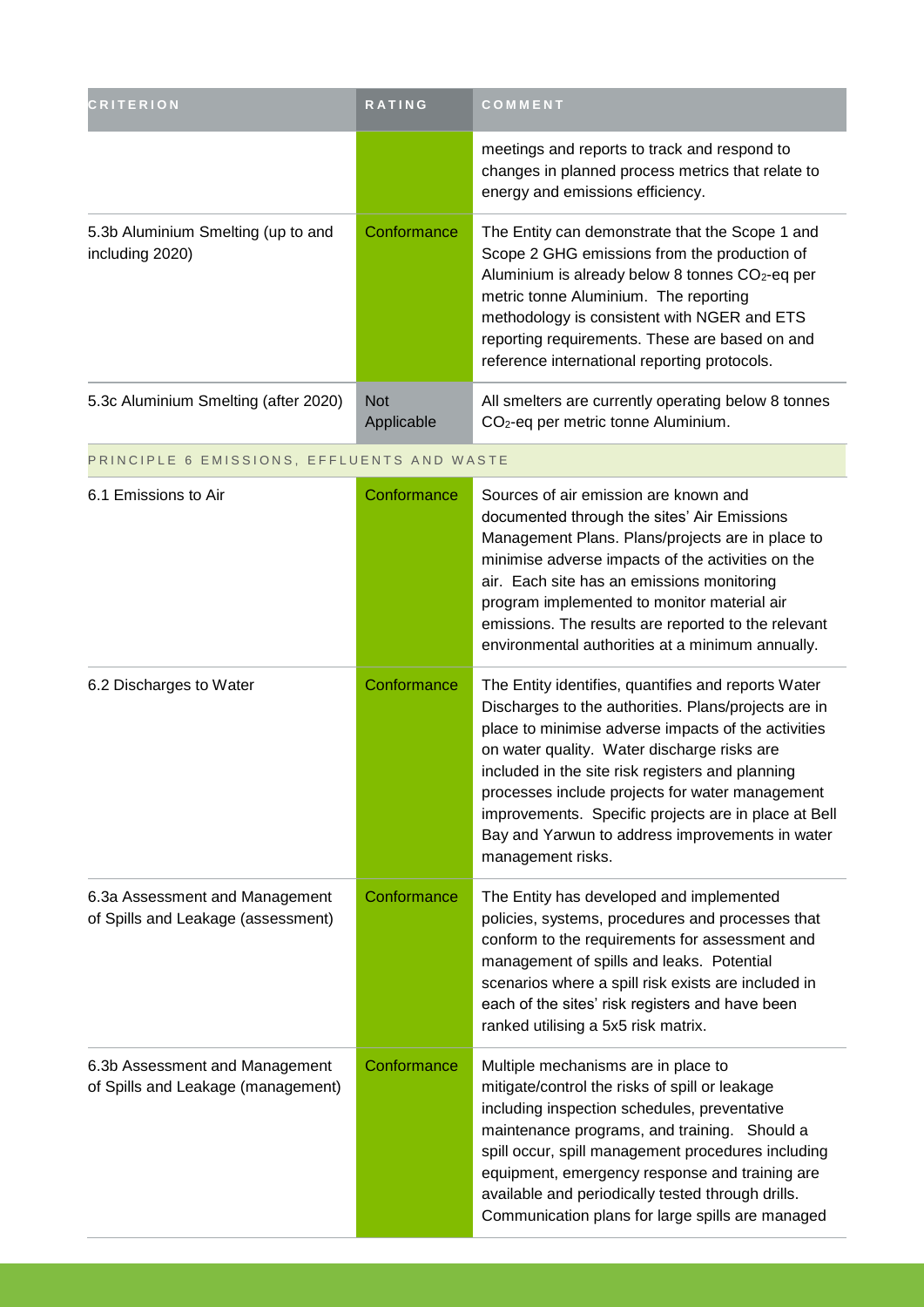| CRITERION | RATING | COMMENT |
| --- | --- | --- |
| | | meetings and reports to track and respond to changes in planned process metrics that relate to energy and emissions efficiency. |
| 5.3b Aluminium Smelting (up to and including 2020) | Conformance | The Entity can demonstrate that the Scope 1 and Scope 2 GHG emissions from the production of Aluminium is already below 8 tonnes $CO_2$-eq per metric tonne Aluminium. The reporting methodology is consistent with NGER and ETS reporting requirements. These are based on and reference international reporting protocols. |
| 5.3c Aluminium Smelting (after 2020) | Not Applicable | All smelters are currently operating below 8 tonnes $CO_2$-eq per metric tonne Aluminium. |
| PRINCIPLE 6 EMISSIONS, EFFLUENTS AND WASTE | | |
| 6.1 Emissions to Air | Conformance | Sources of air emission are known and documented through the sites' Air Emissions Management Plans. Plans/projects are in place to minimise adverse impacts of the activities on the air. Each site has an emissions monitoring program implemented to monitor material air emissions. The results are reported to the relevant environmental authorities at a minimum annually. |
| 6.2 Discharges to Water | Conformance | The Entity identifies, quantifies and reports Water Discharges to the authorities. Plans/projects are in place to minimise adverse impacts of the activities on water quality. Water discharge risks are included in the site risk registers and planning processes include projects for water management improvements. Specific projects are in place at Bell Bay and Yarwun to address improvements in water management risks. |
| 6.3a Assessment and Management of Spills and Leakage (assessment) | Conformance | The Entity has developed and implemented policies, systems, procedures and processes that conform to the requirements for assessment and management of spills and leaks. Potential scenarios where a spill risk exists are included in each of the sites' risk registers and have been ranked utilising a 5x5 risk matrix. |
| 6.3b Assessment and Management of Spills and Leakage (management) | Conformance | Multiple mechanisms are in place to mitigate/control the risks of spill or leakage including inspection schedules, preventative maintenance programs, and training. Should a spill occur, spill management procedures including equipment, emergency response and training are available and periodically tested through drills. Communication plans for large spills are managed |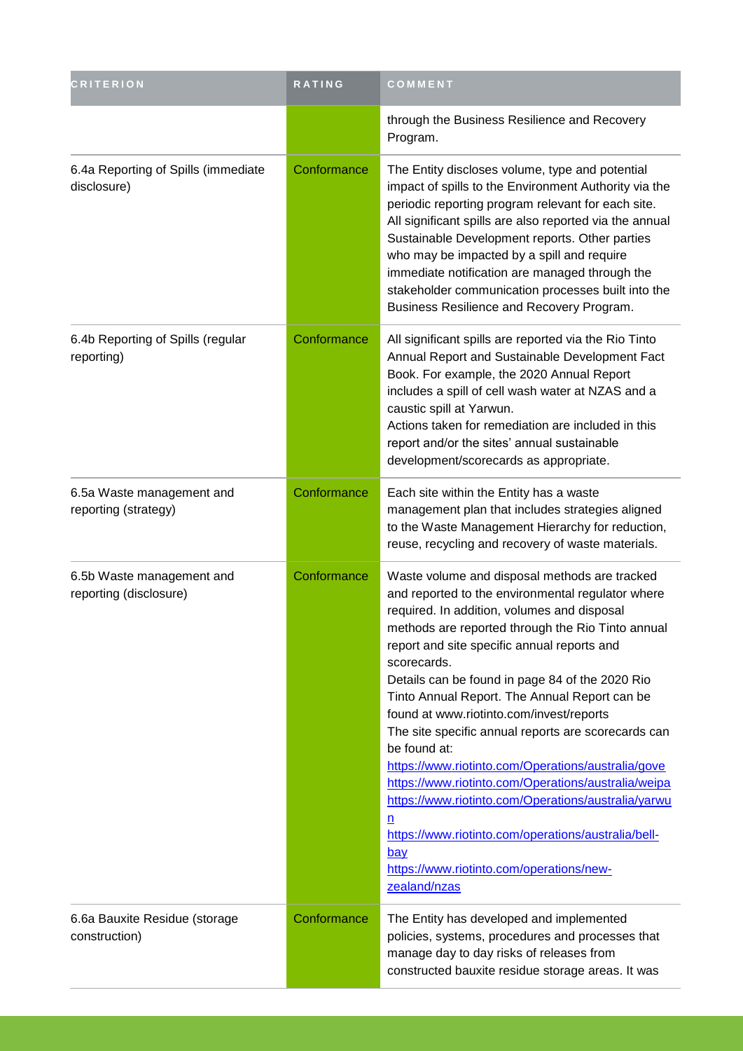| CRITERION | RATING | COMMENT |
| --- | --- | --- |
| | | through the Business Resilience and Recovery Program. |
| 6.4a Reporting of Spills (immediate disclosure) | Conformance | The Entity discloses volume, type and potential impact of spills to the Environment Authority via the periodic reporting program relevant for each site. All significant spills are also reported via the annual Sustainable Development reports. Other parties who may be impacted by a spill and require immediate notification are managed through the stakeholder communication processes built into the Business Resilience and Recovery Program. |
| 6.4b Reporting of Spills (regular reporting) | Conformance | All significant spills are reported via the Rio Tinto Annual Report and Sustainable Development Fact Book. For example, the 2020 Annual Report includes a spill of cell wash water at NZAS and a caustic spill at Yarwun.<br>Actions taken for remediation are included in this report and/or the sites' annual sustainable development/scorecards as appropriate. |
| 6.5a Waste management and reporting (strategy) | Conformance | Each site within the Entity has a waste management plan that includes strategies aligned to the Waste Management Hierarchy for reduction, reuse, recycling and recovery of waste materials. |
| 6.5b Waste management and reporting (disclosure) | Conformance | Waste volume and disposal methods are tracked and reported to the environmental regulator where required. In addition, volumes and disposal methods are reported through the Rio Tinto annual report and site specific annual reports and scorecards.<br>Details can be found in page 84 of the 2020 Rio Tinto Annual Report. The Annual Report can be found at www.riotinto.com/invest/reports<br>The site specific annual reports are scorecards can be found at:<br>https://www.riotinto.com/Operations/australia/gove<br>https://www.riotinto.com/Operations/australia/weipa<br>https://www.riotinto.com/Operations/australia/yarwun<br>https://www.riotinto.com/operations/australia/bell-bay<br>https://www.riotinto.com/operations/new-zealand/nzas |
| 6.6a Bauxite Residue (storage construction) | Conformance | The Entity has developed and implemented policies, systems, procedures and processes that manage day to day risks of releases from constructed bauxite residue storage areas. It was |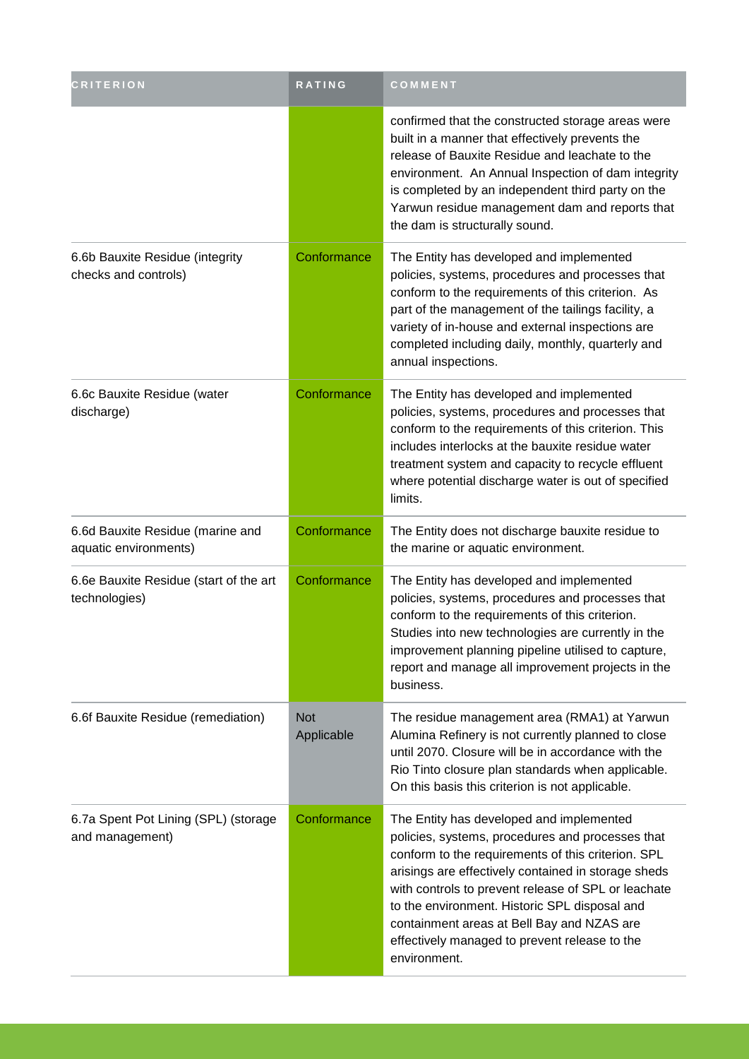| CRITERION | RATING | COMMENT |
| --- | --- | --- |
| | | confirmed that the constructed storage areas were built in a manner that effectively prevents the release of Bauxite Residue and leachate to the environment. An Annual Inspection of dam integrity is completed by an independent third party on the Yarwun residue management dam and reports that the dam is structurally sound. |
| 6.6b Bauxite Residue (integrity checks and controls) | Conformance | The Entity has developed and implemented policies, systems, procedures and processes that conform to the requirements of this criterion. As part of the management of the tailings facility, a variety of in-house and external inspections are completed including daily, monthly, quarterly and annual inspections. |
| 6.6c Bauxite Residue (water discharge) | Conformance | The Entity has developed and implemented policies, systems, procedures and processes that conform to the requirements of this criterion. This includes interlocks at the bauxite residue water treatment system and capacity to recycle effluent where potential discharge water is out of specified limits. |
| 6.6d Bauxite Residue (marine and aquatic environments) | Conformance | The Entity does not discharge bauxite residue to the marine or aquatic environment. |
| 6.6e Bauxite Residue (start of the art technologies) | Conformance | The Entity has developed and implemented policies, systems, procedures and processes that conform to the requirements of this criterion. Studies into new technologies are currently in the improvement planning pipeline utilised to capture, report and manage all improvement projects in the business. |
| 6.6f Bauxite Residue (remediation) | Not Applicable | The residue management area (RMA1) at Yarwun Alumina Refinery is not currently planned to close until 2070. Closure will be in accordance with the Rio Tinto closure plan standards when applicable. On this basis this criterion is not applicable. |
| 6.7a Spent Pot Lining (SPL) (storage and management) | Conformance | The Entity has developed and implemented policies, systems, procedures and processes that conform to the requirements of this criterion. SPL arisings are effectively contained in storage sheds with controls to prevent release of SPL or leachate to the environment. Historic SPL disposal and containment areas at Bell Bay and NZAS are effectively managed to prevent release to the environment. |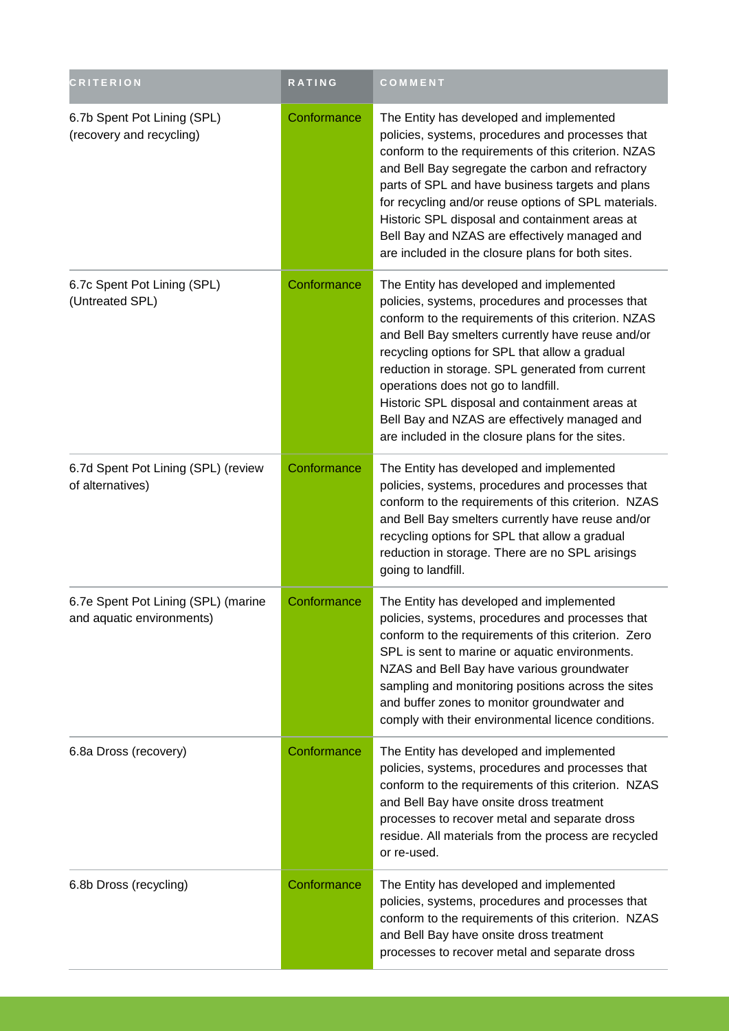| CRITERION | RATING | COMMENT |
| --- | --- | --- |
| 6.7b Spent Pot Lining (SPL) (recovery and recycling) | Conformance | The Entity has developed and implemented policies, systems, procedures and processes that conform to the requirements of this criterion. NZAS and Bell Bay segregate the carbon and refractory parts of SPL and have business targets and plans for recycling and/or reuse options of SPL materials. Historic SPL disposal and containment areas at Bell Bay and NZAS are effectively managed and are included in the closure plans for both sites. |
| 6.7c Spent Pot Lining (SPL) (Untreated SPL) | Conformance | The Entity has developed and implemented policies, systems, procedures and processes that conform to the requirements of this criterion. NZAS and Bell Bay smelters currently have reuse and/or recycling options for SPL that allow a gradual reduction in storage. SPL generated from current operations does not go to landfill.<br>Historic SPL disposal and containment areas at Bell Bay and NZAS are effectively managed and are included in the closure plans for the sites. |
| 6.7d Spent Pot Lining (SPL) (review of alternatives) | Conformance | The Entity has developed and implemented policies, systems, procedures and processes that conform to the requirements of this criterion. NZAS and Bell Bay smelters currently have reuse and/or recycling options for SPL that allow a gradual reduction in storage. There are no SPL arisings going to landfill. |
| 6.7e Spent Pot Lining (SPL) (marine and aquatic environments) | Conformance | The Entity has developed and implemented policies, systems, procedures and processes that conform to the requirements of this criterion. Zero SPL is sent to marine or aquatic environments. NZAS and Bell Bay have various groundwater sampling and monitoring positions across the sites and buffer zones to monitor groundwater and comply with their environmental licence conditions. |
| 6.8a Dross (recovery) | Conformance | The Entity has developed and implemented policies, systems, procedures and processes that conform to the requirements of this criterion. NZAS and Bell Bay have onsite dross treatment processes to recover metal and separate dross residue. All materials from the process are recycled or re-used. |
| 6.8b Dross (recycling) | Conformance | The Entity has developed and implemented policies, systems, procedures and processes that conform to the requirements of this criterion. NZAS and Bell Bay have onsite dross treatment processes to recover metal and separate dross |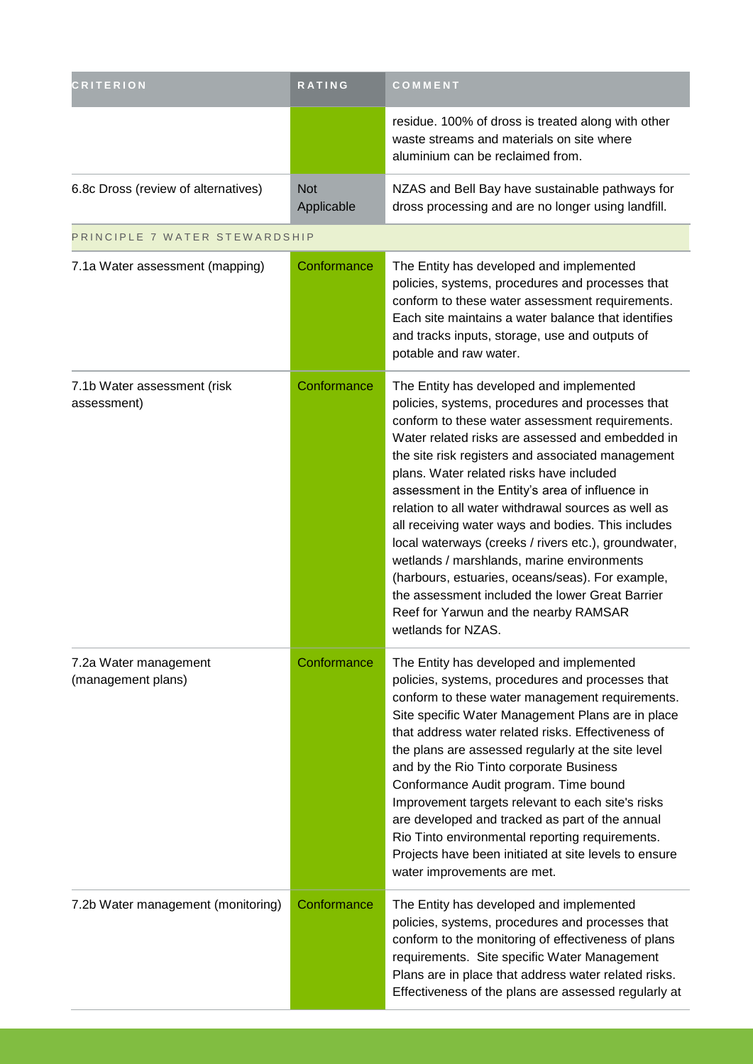| CRITERION | RATING | COMMENT |
|---|---|---|
| | | residue. 100% of dross is treated along with other waste streams and materials on site where aluminium can be reclaimed from. |
| 6.8c Dross (review of alternatives) | Not Applicable | NZAS and Bell Bay have sustainable pathways for dross processing and are no longer using landfill. |
| PRINCIPLE 7 WATER STEWARDSHIP | | |
| 7.1a Water assessment (mapping) | Conformance | The Entity has developed and implemented policies, systems, procedures and processes that conform to these water assessment requirements. Each site maintains a water balance that identifies and tracks inputs, storage, use and outputs of potable and raw water. |
| 7.1b Water assessment (risk assessment) | Conformance | The Entity has developed and implemented policies, systems, procedures and processes that conform to these water assessment requirements. Water related risks are assessed and embedded in the site risk registers and associated management plans. Water related risks have included assessment in the Entity's area of influence in relation to all water withdrawal sources as well as all receiving water ways and bodies. This includes local waterways (creeks / rivers etc.), groundwater, wetlands / marshlands, marine environments (harbours, estuaries, oceans/seas). For example, the assessment included the lower Great Barrier Reef for Yarwun and the nearby RAMSAR wetlands for NZAS. |
| 7.2a Water management (management plans) | Conformance | The Entity has developed and implemented policies, systems, procedures and processes that conform to these water management requirements. Site specific Water Management Plans are in place that address water related risks. Effectiveness of the plans are assessed regularly at the site level and by the Rio Tinto corporate Business Conformance Audit program. Time bound Improvement targets relevant to each site's risks are developed and tracked as part of the annual Rio Tinto environmental reporting requirements. Projects have been initiated at site levels to ensure water improvements are met. |
| 7.2b Water management (monitoring) | Conformance | The Entity has developed and implemented policies, systems, procedures and processes that conform to the monitoring of effectiveness of plans requirements. Site specific Water Management Plans are in place that address water related risks. Effectiveness of the plans are assessed regularly at |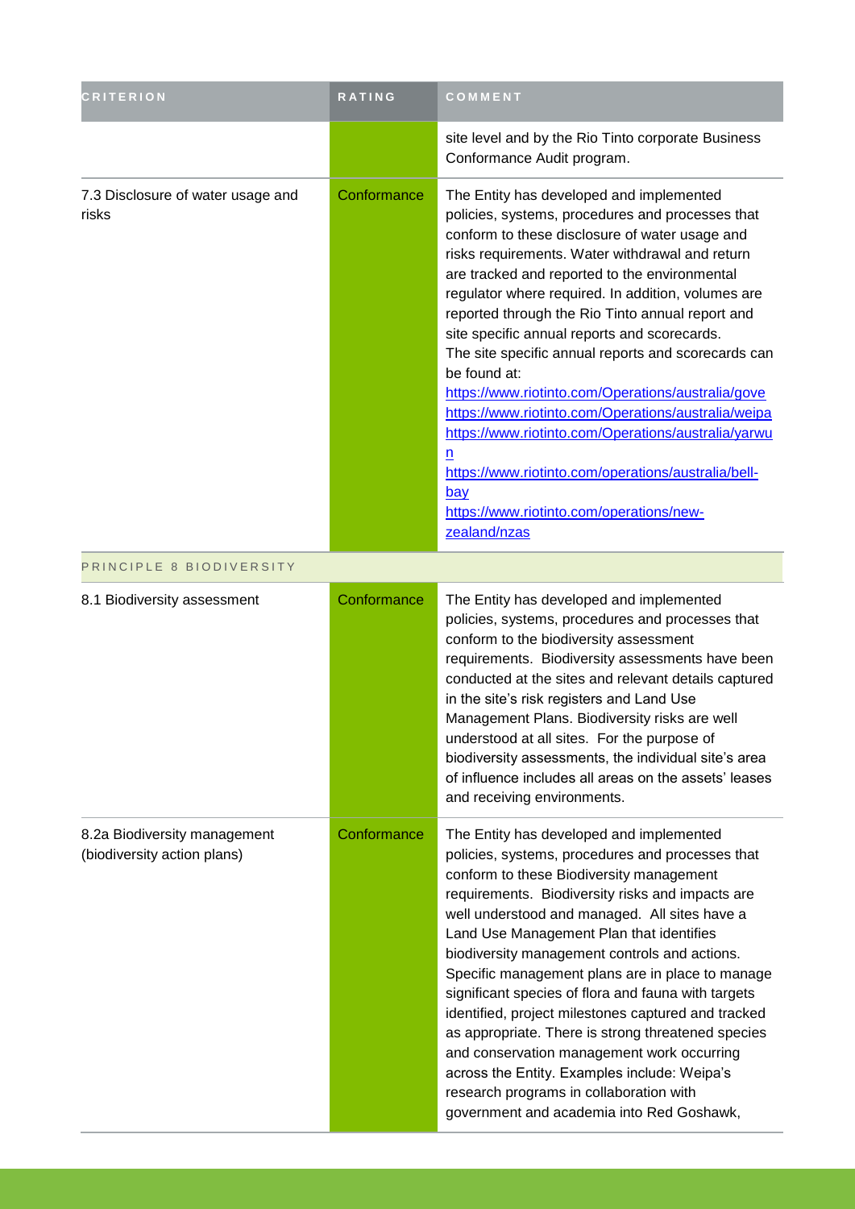| CRITERION | RATING | COMMENT |
|---|---|---|
| | | site level and by the Rio Tinto corporate Business Conformance Audit program. |
| 7.3 Disclosure of water usage and risks | Conformance | The Entity has developed and implemented policies, systems, procedures and processes that conform to these disclosure of water usage and risks requirements. Water withdrawal and return are tracked and reported to the environmental regulator where required. In addition, volumes are reported through the Rio Tinto annual report and site specific annual reports and scorecards. The site specific annual reports and scorecards can be found at: https://www.riotinto.com/Operations/australia/gove https://www.riotinto.com/Operations/australia/weipa https://www.riotinto.com/Operations/australia/yarwun https://www.riotinto.com/operations/australia/bell-bay https://www.riotinto.com/operations/new-zealand/nzas |
| PRINCIPLE 8 BIODIVERSITY | | |
| 8.1 Biodiversity assessment | Conformance | The Entity has developed and implemented policies, systems, procedures and processes that conform to the biodiversity assessment requirements. Biodiversity assessments have been conducted at the sites and relevant details captured in the site's risk registers and Land Use Management Plans. Biodiversity risks are well understood at all sites. For the purpose of biodiversity assessments, the individual site's area of influence includes all areas on the assets' leases and receiving environments. |
| 8.2a Biodiversity management (biodiversity action plans) | Conformance | The Entity has developed and implemented policies, systems, procedures and processes that conform to these Biodiversity management requirements. Biodiversity risks and impacts are well understood and managed. All sites have a Land Use Management Plan that identifies biodiversity management controls and actions. Specific management plans are in place to manage significant species of flora and fauna with targets identified, project milestones captured and tracked as appropriate. There is strong threatened species and conservation management work occurring across the Entity. Examples include: Weipa's research programs in collaboration with government and academia into Red Goshawk, |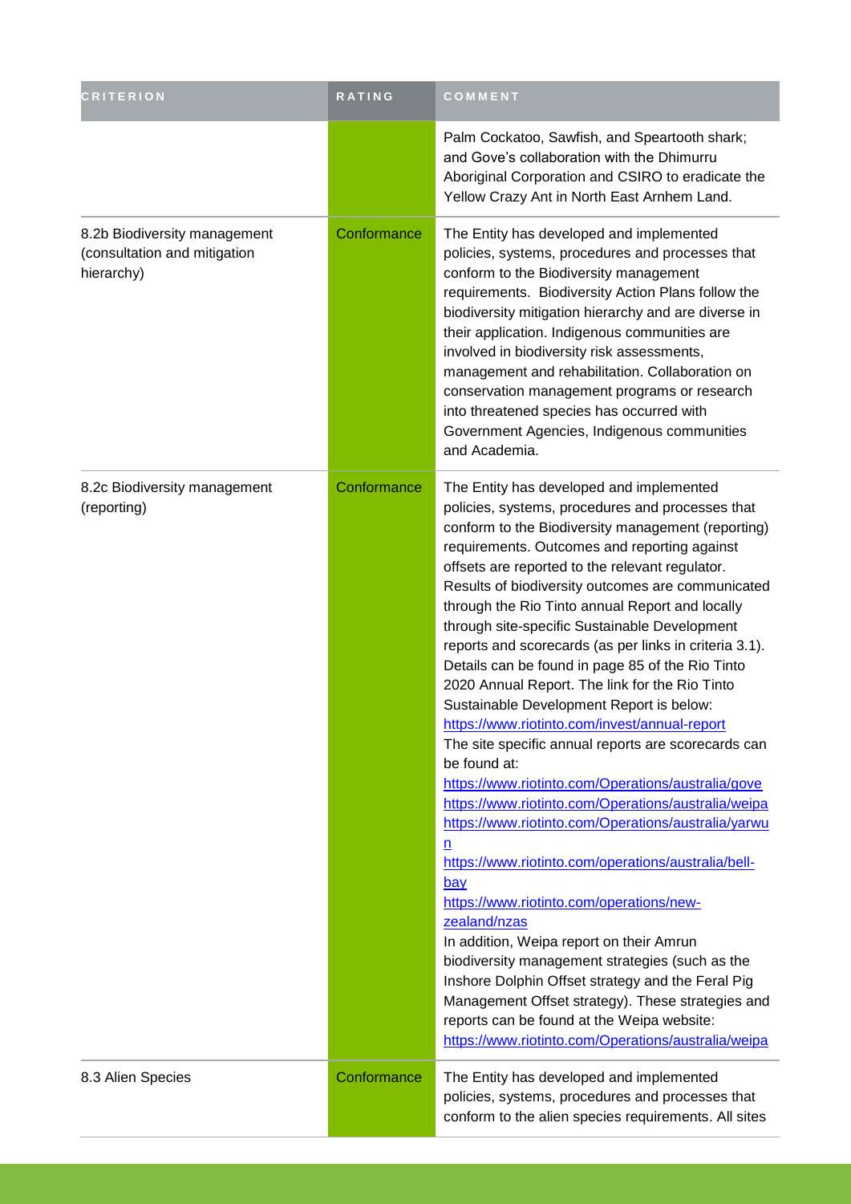| CRITERION | RATING | COMMENT |
| --- | --- | --- |
| | | Palm Cockatoo, Sawfish, and Speartooth shark; and Gove's collaboration with the Dhimurru Aboriginal Corporation and CSIRO to eradicate the Yellow Crazy Ant in North East Arnhem Land. |
| 8.2b Biodiversity management (consultation and mitigation hierarchy) | Conformance | The Entity has developed and implemented policies, systems, procedures and processes that conform to the Biodiversity management requirements. Biodiversity Action Plans follow the biodiversity mitigation hierarchy and are diverse in their application. Indigenous communities are involved in biodiversity risk assessments, management and rehabilitation. Collaboration on conservation management programs or research into threatened species has occurred with Government Agencies, Indigenous communities and Academia. |
| 8.2c Biodiversity management (reporting) | Conformance | The Entity has developed and implemented policies, systems, procedures and processes that conform to the Biodiversity management (reporting) requirements. Outcomes and reporting against offsets are reported to the relevant regulator. Results of biodiversity outcomes are communicated through the Rio Tinto annual Report and locally through site-specific Sustainable Development reports and scorecards (as per links in criteria 3.1). Details can be found in page 85 of the Rio Tinto 2020 Annual Report. The link for the Rio Tinto Sustainable Development Report is below: https://www.riotinto.com/invest/annual-report The site specific annual reports are scorecards can be found at: https://www.riotinto.com/Operations/australia/gove https://www.riotinto.com/Operations/australia/weipa https://www.riotinto.com/Operations/australia/yarwun https://www.riotinto.com/operations/australia/bell-bay https://www.riotinto.com/operations/new-zealand/nzas In addition, Weipa report on their Amrun biodiversity management strategies (such as the Inshore Dolphin Offset strategy and the Feral Pig Management Offset strategy). These strategies and reports can be found at the Weipa website: https://www.riotinto.com/Operations/australia/weipa |
| 8.3 Alien Species | Conformance | The Entity has developed and implemented policies, systems, procedures and processes that conform to the alien species requirements. All sites |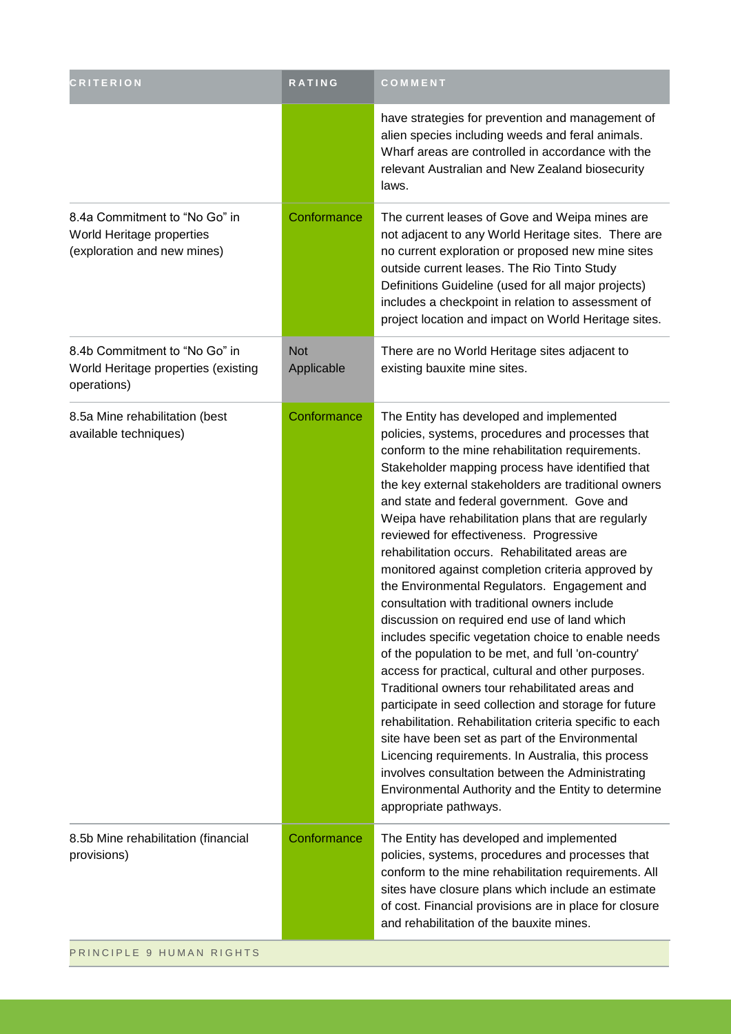| CRITERION | RATING | COMMENT |
|---|---|---|
| | | have strategies for prevention and management of alien species including weeds and feral animals. Wharf areas are controlled in accordance with the relevant Australian and New Zealand biosecurity laws. |
| 8.4a Commitment to "No Go" in World Heritage properties (exploration and new mines) | Conformance | The current leases of Gove and Weipa mines are not adjacent to any World Heritage sites. There are no current exploration or proposed new mine sites outside current leases. The Rio Tinto Study Definitions Guideline (used for all major projects) includes a checkpoint in relation to assessment of project location and impact on World Heritage sites. |
| 8.4b Commitment to "No Go" in World Heritage properties (existing operations) | Not Applicable | There are no World Heritage sites adjacent to existing bauxite mine sites. |
| 8.5a Mine rehabilitation (best available techniques) | Conformance | The Entity has developed and implemented policies, systems, procedures and processes that conform to the mine rehabilitation requirements. Stakeholder mapping process have identified that the key external stakeholders are traditional owners and state and federal government. Gove and Weipa have rehabilitation plans that are regularly reviewed for effectiveness. Progressive rehabilitation occurs. Rehabilitated areas are monitored against completion criteria approved by the Environmental Regulators. Engagement and consultation with traditional owners include discussion on required end use of land which includes specific vegetation choice to enable needs of the population to be met, and full 'on-country' access for practical, cultural and other purposes. Traditional owners tour rehabilitated areas and participate in seed collection and storage for future rehabilitation. Rehabilitation criteria specific to each site have been set as part of the Environmental Licencing requirements. In Australia, this process involves consultation between the Administrating Environmental Authority and the Entity to determine appropriate pathways. |
| 8.5b Mine rehabilitation (financial provisions) | Conformance | The Entity has developed and implemented policies, systems, procedures and processes that conform to the mine rehabilitation requirements. All sites have closure plans which include an estimate of cost. Financial provisions are in place for closure and rehabilitation of the bauxite mines. |
| PRINCIPLE 9 HUMAN RIGHTS | | |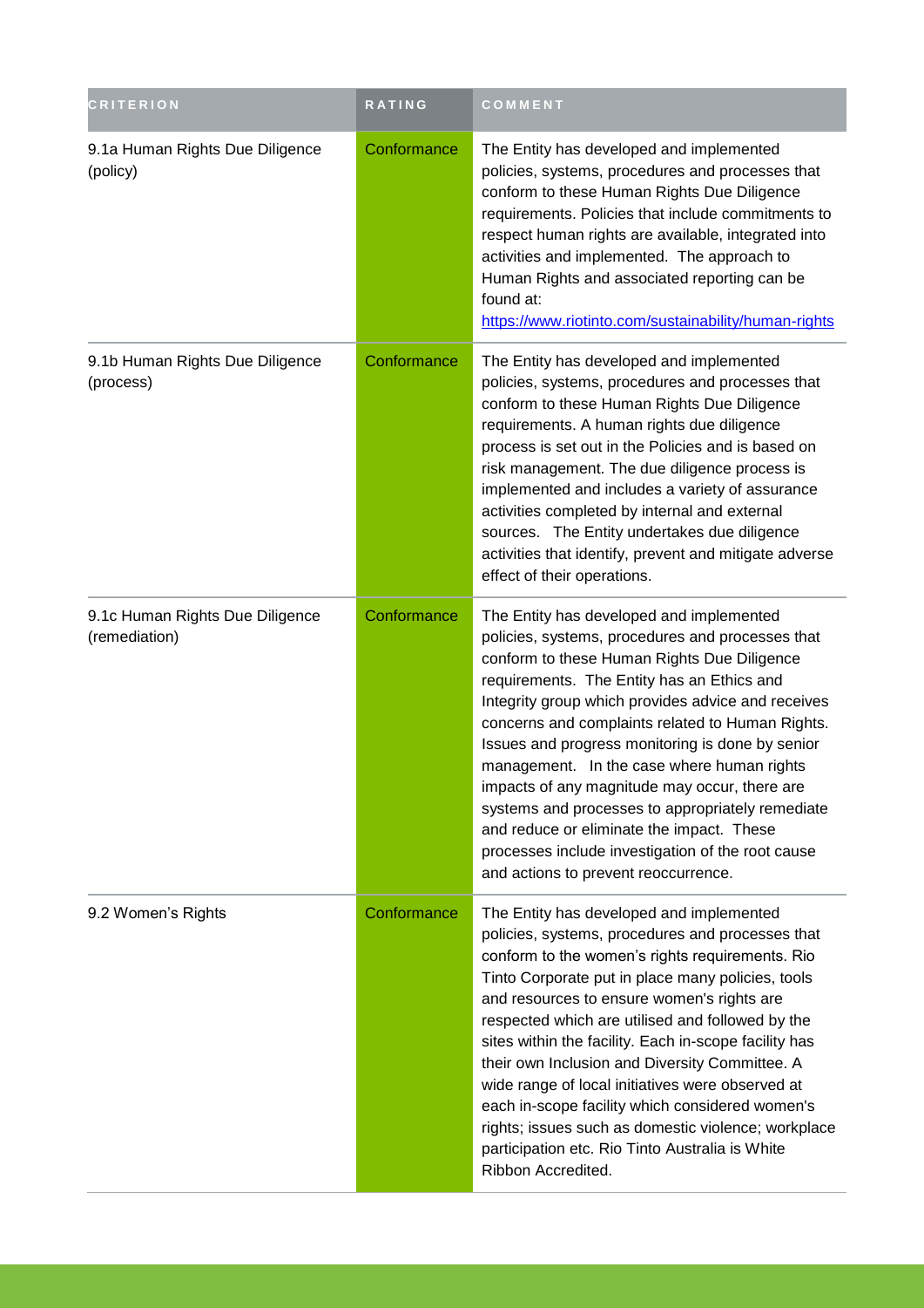| CRITERION | RATING | COMMENT |
| --- | --- | --- |
| 9.1a Human Rights Due Diligence (policy) | Conformance | The Entity has developed and implemented policies, systems, procedures and processes that conform to these Human Rights Due Diligence requirements. Policies that include commitments to respect human rights are available, integrated into activities and implemented. The approach to Human Rights and associated reporting can be found at: [https://www.riotinto.com/sustainability/human-rights](https://www.riotinto.com/sustainability/human-rights) |
| 9.1b Human Rights Due Diligence (process) | Conformance | The Entity has developed and implemented policies, systems, procedures and processes that conform to these Human Rights Due Diligence requirements. A human rights due diligence process is set out in the Policies and is based on risk management. The due diligence process is implemented and includes a variety of assurance activities completed by internal and external sources. The Entity undertakes due diligence activities that identify, prevent and mitigate adverse effect of their operations. |
| 9.1c Human Rights Due Diligence (remediation) | Conformance | The Entity has developed and implemented policies, systems, procedures and processes that conform to these Human Rights Due Diligence requirements. The Entity has an Ethics and Integrity group which provides advice and receives concerns and complaints related to Human Rights. Issues and progress monitoring is done by senior management. In the case where human rights impacts of any magnitude may occur, there are systems and processes to appropriately remediate and reduce or eliminate the impact. These processes include investigation of the root cause and actions to prevent reoccurrence. |
| 9.2 Women's Rights | Conformance | The Entity has developed and implemented policies, systems, procedures and processes that conform to the women's rights requirements. Rio Tinto Corporate put in place many policies, tools and resources to ensure women's rights are respected which are utilised and followed by the sites within the facility. Each in-scope facility has their own Inclusion and Diversity Committee. A wide range of local initiatives were observed at each in-scope facility which considered women's rights; issues such as domestic violence; workplace participation etc. Rio Tinto Australia is White Ribbon Accredited. |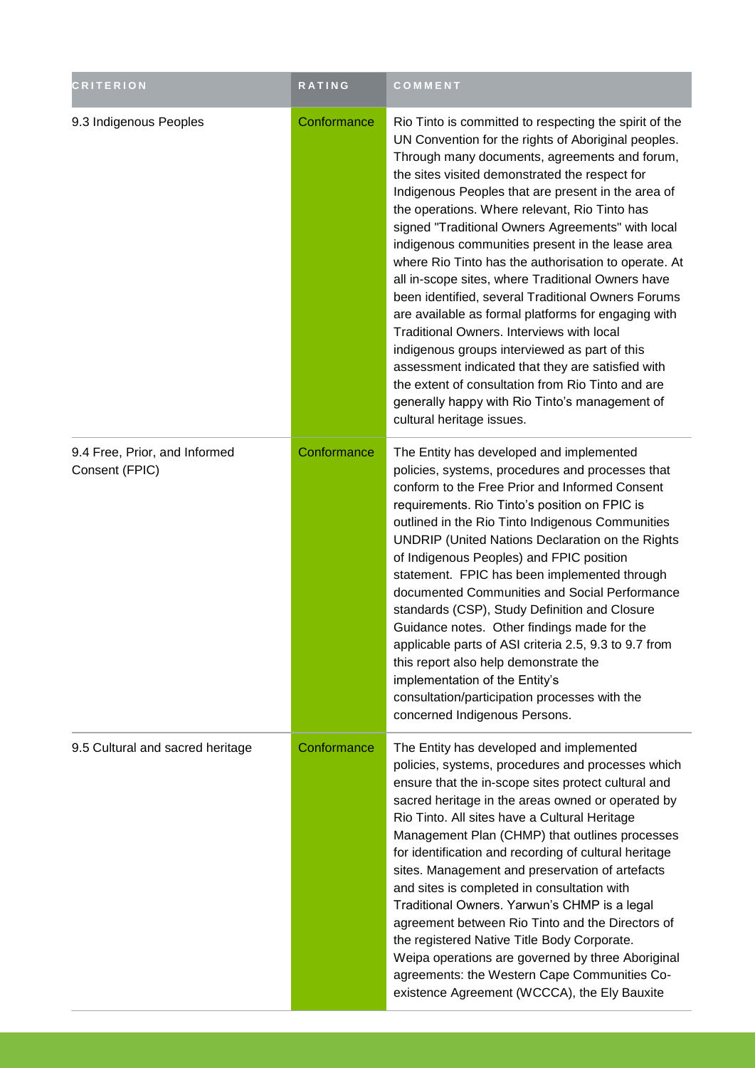| CRITERION | RATING | COMMENT |
| --- | --- | --- |
| 9.3 Indigenous Peoples | Conformance | Rio Tinto is committed to respecting the spirit of the UN Convention for the rights of Aboriginal peoples. Through many documents, agreements and forum, the sites visited demonstrated the respect for Indigenous Peoples that are present in the area of the operations. Where relevant, Rio Tinto has signed "Traditional Owners Agreements" with local indigenous communities present in the lease area where Rio Tinto has the authorisation to operate. At all in-scope sites, where Traditional Owners have been identified, several Traditional Owners Forums are available as formal platforms for engaging with Traditional Owners. Interviews with local indigenous groups interviewed as part of this assessment indicated that they are satisfied with the extent of consultation from Rio Tinto and are generally happy with Rio Tinto's management of cultural heritage issues. |
| 9.4 Free, Prior, and Informed Consent (FPIC) | Conformance | The Entity has developed and implemented policies, systems, procedures and processes that conform to the Free Prior and Informed Consent requirements. Rio Tinto's position on FPIC is outlined in the Rio Tinto Indigenous Communities UNDRIP (United Nations Declaration on the Rights of Indigenous Peoples) and FPIC position statement. FPIC has been implemented through documented Communities and Social Performance standards (CSP), Study Definition and Closure Guidance notes. Other findings made for the applicable parts of ASI criteria 2.5, 9.3 to 9.7 from this report also help demonstrate the implementation of the Entity's consultation/participation processes with the concerned Indigenous Persons. |
| 9.5 Cultural and sacred heritage | Conformance | The Entity has developed and implemented policies, systems, procedures and processes which ensure that the in-scope sites protect cultural and sacred heritage in the areas owned or operated by Rio Tinto. All sites have a Cultural Heritage Management Plan (CHMP) that outlines processes for identification and recording of cultural heritage sites. Management and preservation of artefacts and sites is completed in consultation with Traditional Owners. Yarwun's CHMP is a legal agreement between Rio Tinto and the Directors of the registered Native Title Body Corporate. Weipa operations are governed by three Aboriginal agreements: the Western Cape Communities Co-existence Agreement (WCCCA), the Ely Bauxite |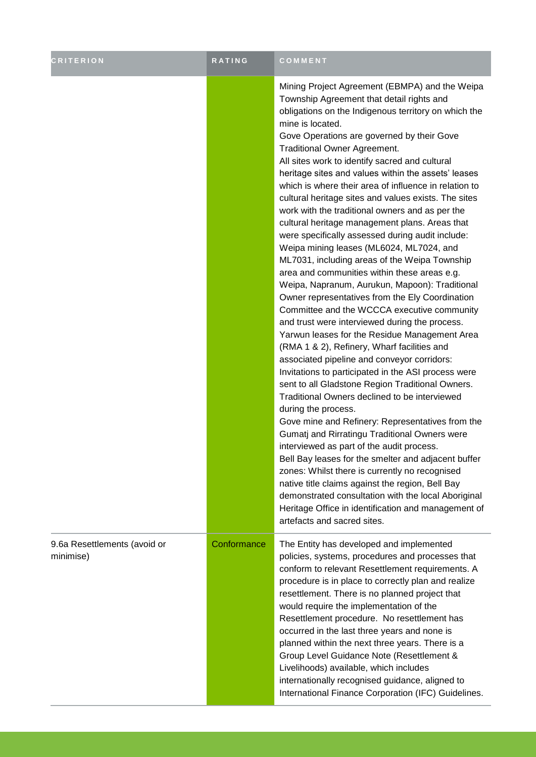| CRITERION | RATING | COMMENT |
| --- | --- | --- |
| | | Mining Project Agreement (EBMPA) and the Weipa Township Agreement that detail rights and obligations on the Indigenous territory on which the mine is located.<br>Gove Operations are governed by their Gove Traditional Owner Agreement.<br>All sites work to identify sacred and cultural heritage sites and values within the assets' leases which is where their area of influence in relation to cultural heritage sites and values exists. The sites work with the traditional owners and as per the cultural heritage management plans. Areas that were specifically assessed during audit include:<br>Weipa mining leases (ML6024, ML7024, and ML7031, including areas of the Weipa Township area and communities within these areas e.g. Weipa, Napranum, Aurukun, Mapoon): Traditional Owner representatives from the Ely Coordination Committee and the WCCCA executive community and trust were interviewed during the process.<br>Yarwun leases for the Residue Management Area (RMA 1 & 2), Refinery, Wharf facilities and associated pipeline and conveyor corridors: Invitations to participated in the ASI process were sent to all Gladstone Region Traditional Owners. Traditional Owners declined to be interviewed during the process.<br>Gove mine and Refinery: Representatives from the Gumatj and Rirratingu Traditional Owners were interviewed as part of the audit process.<br>Bell Bay leases for the smelter and adjacent buffer zones: Whilst there is currently no recognised native title claims against the region, Bell Bay demonstrated consultation with the local Aboriginal Heritage Office in identification and management of artefacts and sacred sites. |
| 9.6a Resettlements (avoid or minimise) | Conformance | The Entity has developed and implemented policies, systems, procedures and processes that conform to relevant Resettlement requirements. A procedure is in place to correctly plan and realize resettlement. There is no planned project that would require the implementation of the Resettlement procedure. No resettlement has occurred in the last three years and none is planned within the next three years. There is a Group Level Guidance Note (Resettlement & Livelihoods) available, which includes internationally recognised guidance, aligned to International Finance Corporation (IFC) Guidelines. |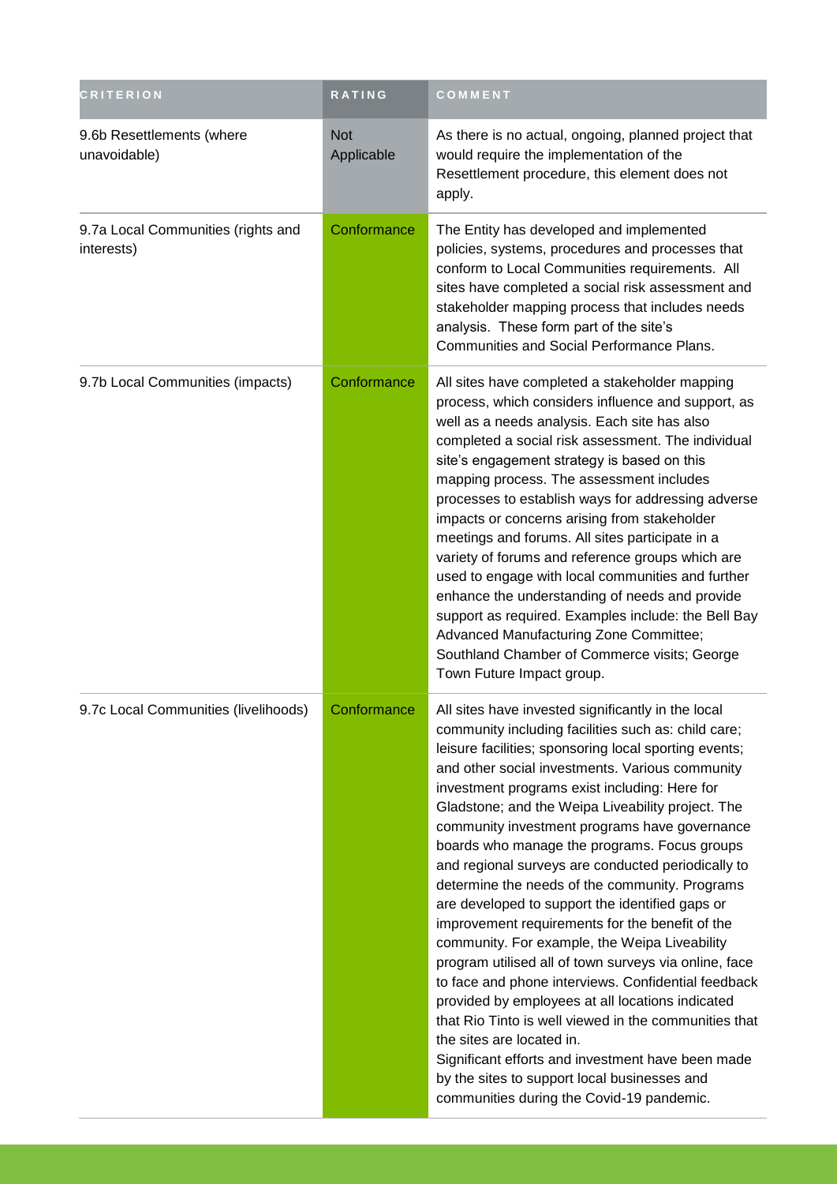| CRITERION | RATING | COMMENT |
|---|---|---|
| 9.6b Resettlements (where unavoidable) | Not Applicable | As there is no actual, ongoing, planned project that would require the implementation of the Resettlement procedure, this element does not apply. |
| 9.7a Local Communities (rights and interests) | Conformance | The Entity has developed and implemented policies, systems, procedures and processes that conform to Local Communities requirements. All sites have completed a social risk assessment and stakeholder mapping process that includes needs analysis. These form part of the site's Communities and Social Performance Plans. |
| 9.7b Local Communities (impacts) | Conformance | All sites have completed a stakeholder mapping process, which considers influence and support, as well as a needs analysis. Each site has also completed a social risk assessment. The individual site's engagement strategy is based on this mapping process. The assessment includes processes to establish ways for addressing adverse impacts or concerns arising from stakeholder meetings and forums. All sites participate in a variety of forums and reference groups which are used to engage with local communities and further enhance the understanding of needs and provide support as required. Examples include: the Bell Bay Advanced Manufacturing Zone Committee; Southland Chamber of Commerce visits; George Town Future Impact group. |
| 9.7c Local Communities (livelihoods) | Conformance | All sites have invested significantly in the local community including facilities such as: child care; leisure facilities; sponsoring local sporting events; and other social investments. Various community investment programs exist including: Here for Gladstone; and the Weipa Liveability project. The community investment programs have governance boards who manage the programs. Focus groups and regional surveys are conducted periodically to determine the needs of the community. Programs are developed to support the identified gaps or improvement requirements for the benefit of the community. For example, the Weipa Liveability program utilised all of town surveys via online, face to face and phone interviews. Confidential feedback provided by employees at all locations indicated that Rio Tinto is well viewed in the communities that the sites are located in.<br>Significant efforts and investment have been made by the sites to support local businesses and communities during the Covid-19 pandemic. |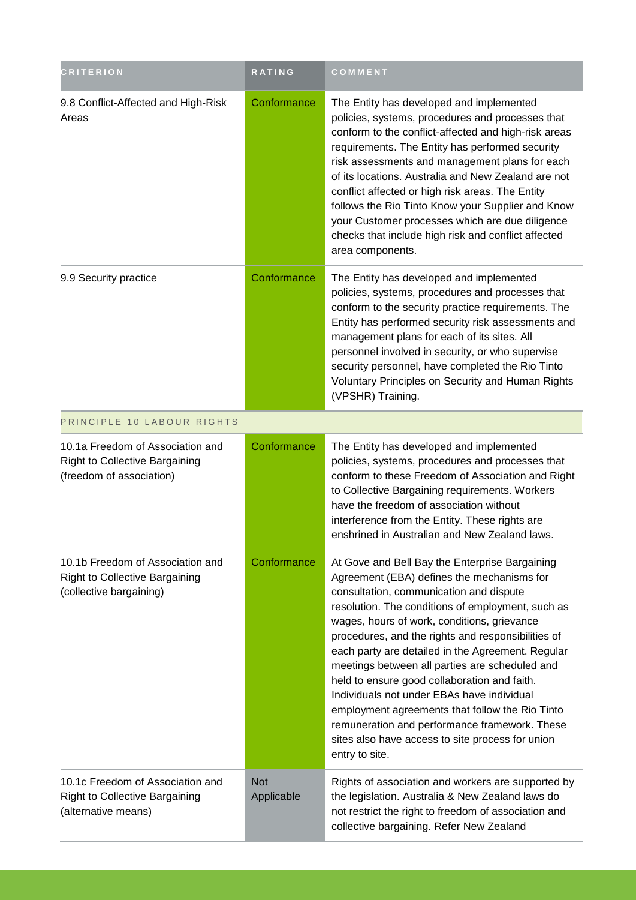| CRITERION | RATING | COMMENT |
| --- | --- | --- |
| 9.8 Conflict-Affected and High-Risk Areas | Conformance | The Entity has developed and implemented policies, systems, procedures and processes that conform to the conflict-affected and high-risk areas requirements. The Entity has performed security risk assessments and management plans for each of its locations. Australia and New Zealand are not conflict affected or high risk areas. The Entity follows the Rio Tinto Know your Supplier and Know your Customer processes which are due diligence checks that include high risk and conflict affected area components. |
| 9.9 Security practice | Conformance | The Entity has developed and implemented policies, systems, procedures and processes that conform to the security practice requirements. The Entity has performed security risk assessments and management plans for each of its sites. All personnel involved in security, or who supervise security personnel, have completed the Rio Tinto Voluntary Principles on Security and Human Rights (VPSHR) Training. |
| PRINCIPLE 10 LABOUR RIGHTS | | |
| 10.1a Freedom of Association and Right to Collective Bargaining (freedom of association) | Conformance | The Entity has developed and implemented policies, systems, procedures and processes that conform to these Freedom of Association and Right to Collective Bargaining requirements. Workers have the freedom of association without interference from the Entity. These rights are enshrined in Australian and New Zealand laws. |
| 10.1b Freedom of Association and Right to Collective Bargaining (collective bargaining) | Conformance | At Gove and Bell Bay the Enterprise Bargaining Agreement (EBA) defines the mechanisms for consultation, communication and dispute resolution. The conditions of employment, such as wages, hours of work, conditions, grievance procedures, and the rights and responsibilities of each party are detailed in the Agreement. Regular meetings between all parties are scheduled and held to ensure good collaboration and faith. Individuals not under EBAs have individual employment agreements that follow the Rio Tinto remuneration and performance framework. These sites also have access to site process for union entry to site. |
| 10.1c Freedom of Association and Right to Collective Bargaining (alternative means) | Not Applicable | Rights of association and workers are supported by the legislation. Australia & New Zealand laws do not restrict the right to freedom of association and collective bargaining. Refer New Zealand |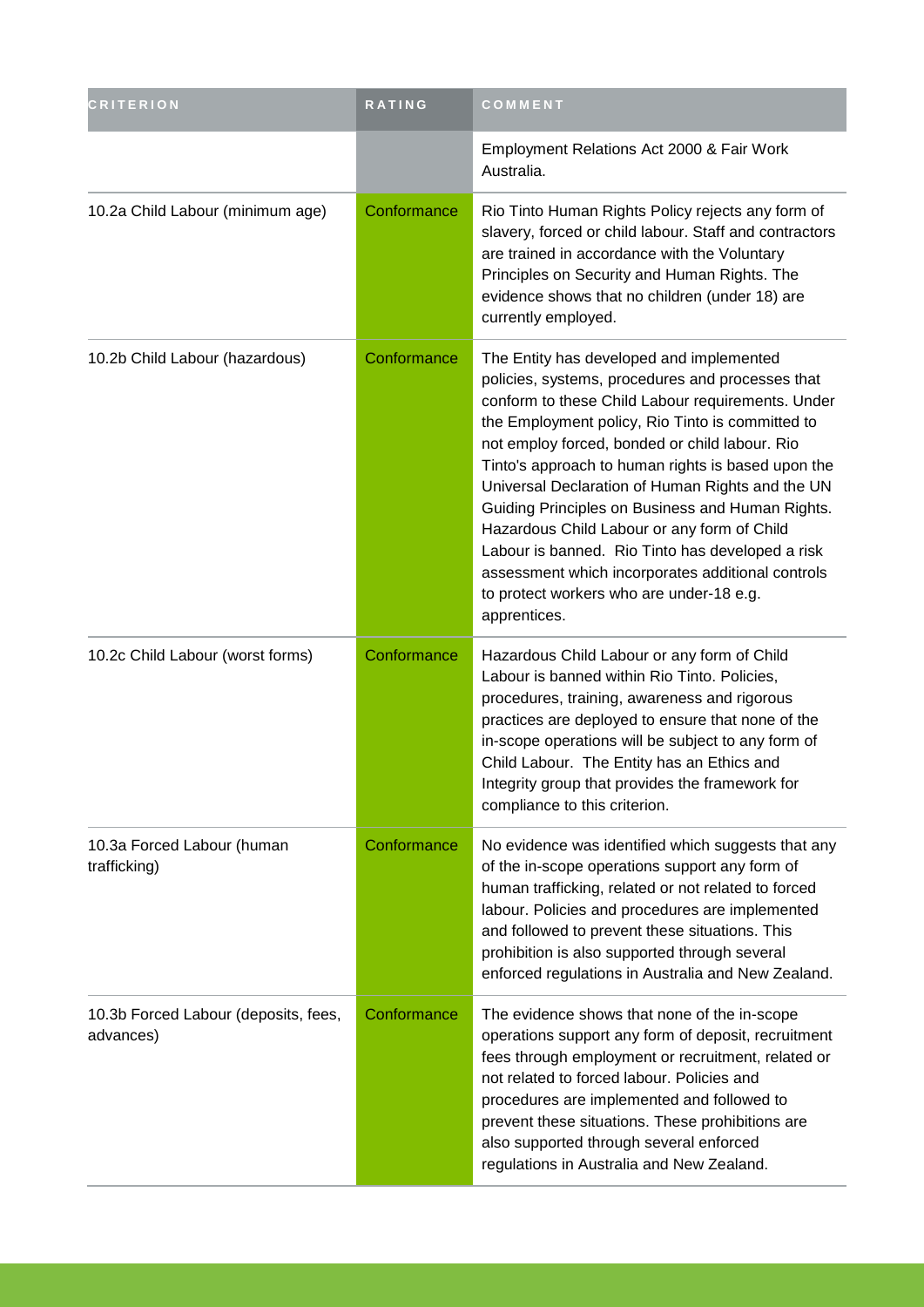| CRITERION | RATING | COMMENT |
| --- | --- | --- |
| | | Employment Relations Act 2000 & Fair Work Australia. |
| 10.2a Child Labour (minimum age) | Conformance | Rio Tinto Human Rights Policy rejects any form of slavery, forced or child labour. Staff and contractors are trained in accordance with the Voluntary Principles on Security and Human Rights. The evidence shows that no children (under 18) are currently employed. |
| 10.2b Child Labour (hazardous) | Conformance | The Entity has developed and implemented policies, systems, procedures and processes that conform to these Child Labour requirements. Under the Employment policy, Rio Tinto is committed to not employ forced, bonded or child labour. Rio Tinto's approach to human rights is based upon the Universal Declaration of Human Rights and the UN Guiding Principles on Business and Human Rights. Hazardous Child Labour or any form of Child Labour is banned. Rio Tinto has developed a risk assessment which incorporates additional controls to protect workers who are under-18 e.g. apprentices. |
| 10.2c Child Labour (worst forms) | Conformance | Hazardous Child Labour or any form of Child Labour is banned within Rio Tinto. Policies, procedures, training, awareness and rigorous practices are deployed to ensure that none of the in-scope operations will be subject to any form of Child Labour. The Entity has an Ethics and Integrity group that provides the framework for compliance to this criterion. |
| 10.3a Forced Labour (human trafficking) | Conformance | No evidence was identified which suggests that any of the in-scope operations support any form of human trafficking, related or not related to forced labour. Policies and procedures are implemented and followed to prevent these situations. This prohibition is also supported through several enforced regulations in Australia and New Zealand. |
| 10.3b Forced Labour (deposits, fees, advances) | Conformance | The evidence shows that none of the in-scope operations support any form of deposit, recruitment fees through employment or recruitment, related or not related to forced labour. Policies and procedures are implemented and followed to prevent these situations. These prohibitions are also supported through several enforced regulations in Australia and New Zealand. |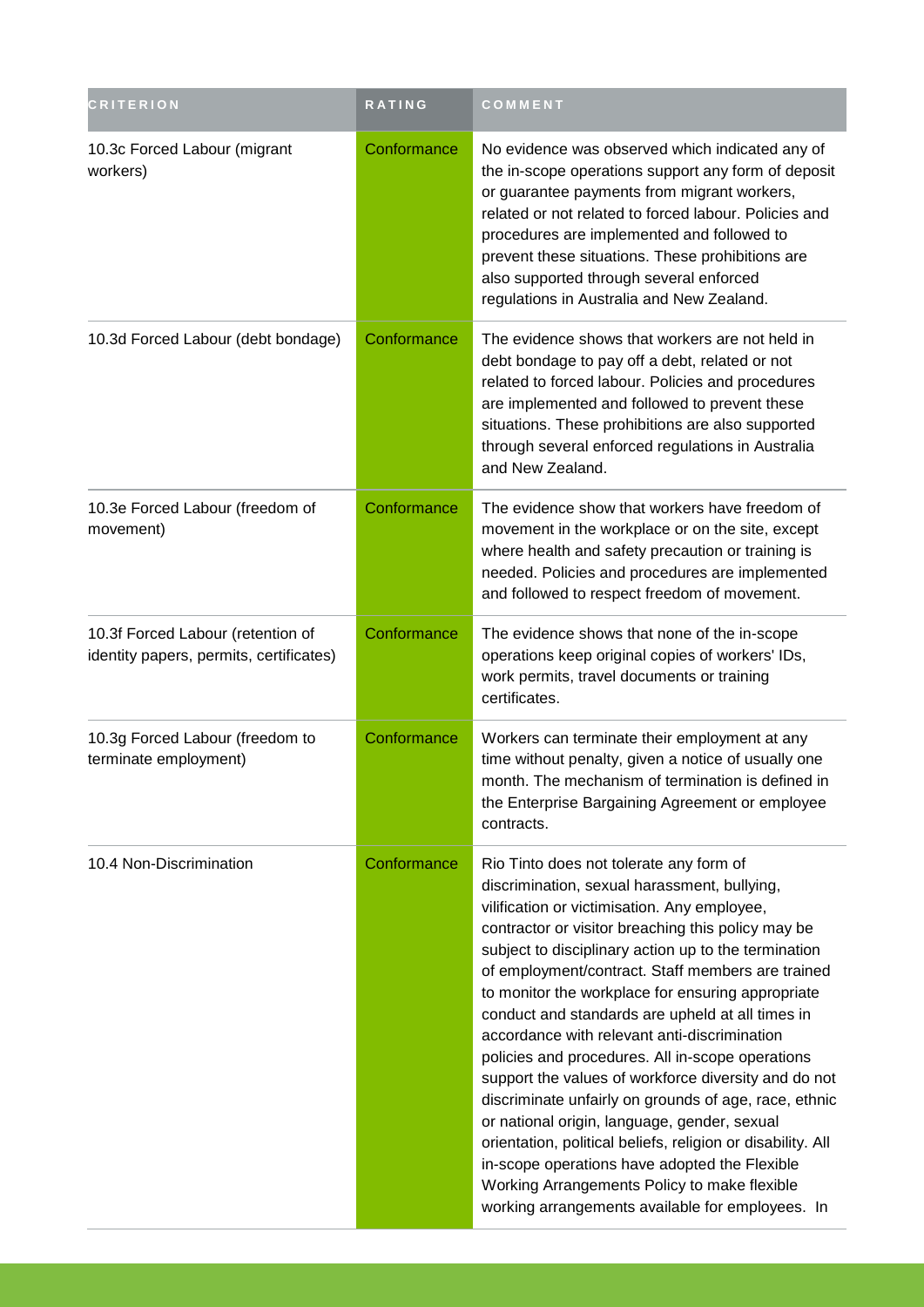| CRITERION | RATING | COMMENT |
|---|---|---|
| 10.3c Forced Labour (migrant workers) | Conformance | No evidence was observed which indicated any of the in-scope operations support any form of deposit or guarantee payments from migrant workers, related or not related to forced labour. Policies and procedures are implemented and followed to prevent these situations. These prohibitions are also supported through several enforced regulations in Australia and New Zealand. |
| 10.3d Forced Labour (debt bondage) | Conformance | The evidence shows that workers are not held in debt bondage to pay off a debt, related or not related to forced labour. Policies and procedures are implemented and followed to prevent these situations. These prohibitions are also supported through several enforced regulations in Australia and New Zealand. |
| 10.3e Forced Labour (freedom of movement) | Conformance | The evidence show that workers have freedom of movement in the workplace or on the site, except where health and safety precaution or training is needed. Policies and procedures are implemented and followed to respect freedom of movement. |
| 10.3f Forced Labour (retention of identity papers, permits, certificates) | Conformance | The evidence shows that none of the in-scope operations keep original copies of workers' IDs, work permits, travel documents or training certificates. |
| 10.3g Forced Labour (freedom to terminate employment) | Conformance | Workers can terminate their employment at any time without penalty, given a notice of usually one month. The mechanism of termination is defined in the Enterprise Bargaining Agreement or employee contracts. |
| 10.4 Non-Discrimination | Conformance | Rio Tinto does not tolerate any form of discrimination, sexual harassment, bullying, vilification or victimisation. Any employee, contractor or visitor breaching this policy may be subject to disciplinary action up to the termination of employment/contract. Staff members are trained to monitor the workplace for ensuring appropriate conduct and standards are upheld at all times in accordance with relevant anti-discrimination policies and procedures. All in-scope operations support the values of workforce diversity and do not discriminate unfairly on grounds of age, race, ethnic or national origin, language, gender, sexual orientation, political beliefs, religion or disability. All in-scope operations have adopted the Flexible Working Arrangements Policy to make flexible working arrangements available for employees. In |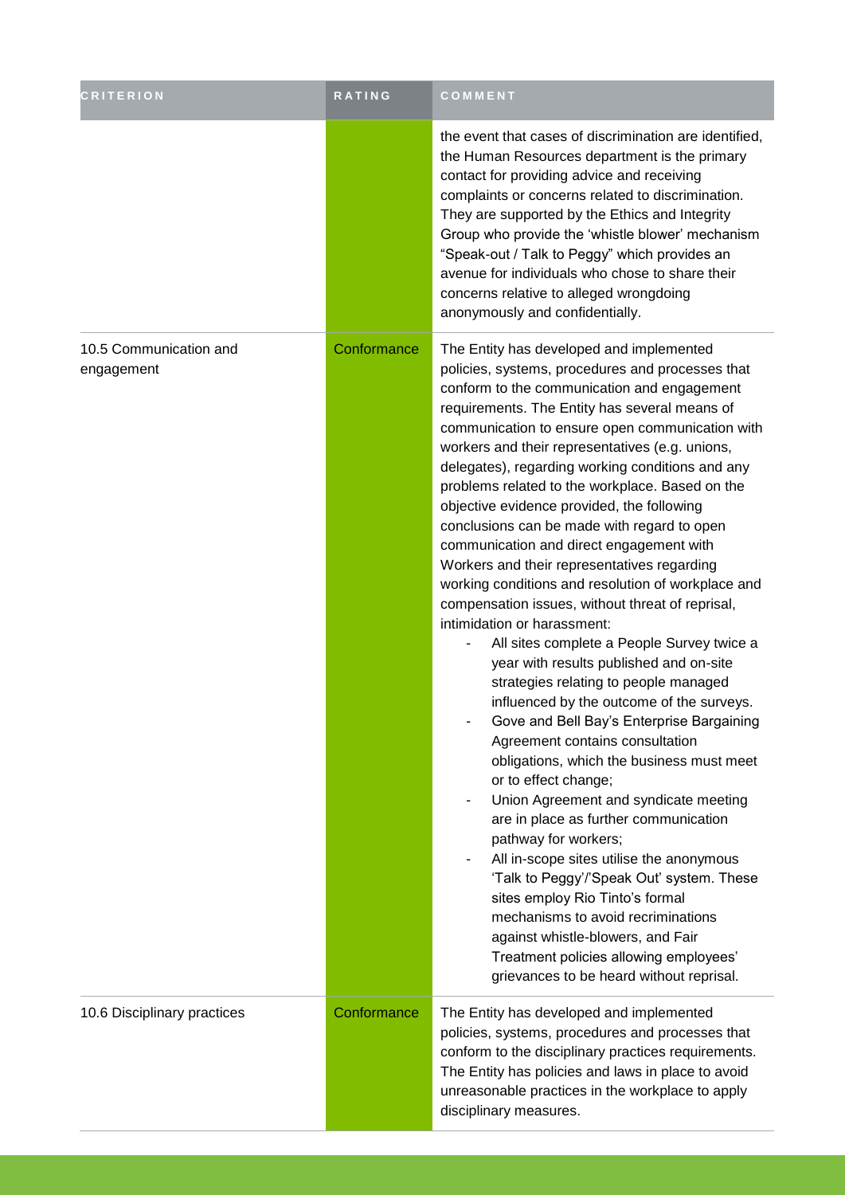| CRITERION | RATING | COMMENT |
|---|---|---|
| | | the event that cases of discrimination are identified, the Human Resources department is the primary contact for providing advice and receiving complaints or concerns related to discrimination. They are supported by the Ethics and Integrity Group who provide the 'whistle blower' mechanism "Speak-out / Talk to Peggy" which provides an avenue for individuals who chose to share their concerns relative to alleged wrongdoing anonymously and confidentially. |
| 10.5 Communication and engagement | Conformance | The Entity has developed and implemented policies, systems, procedures and processes that conform to the communication and engagement requirements. The Entity has several means of communication to ensure open communication with workers and their representatives (e.g. unions, delegates), regarding working conditions and any problems related to the workplace. Based on the objective evidence provided, the following conclusions can be made with regard to open communication and direct engagement with Workers and their representatives regarding working conditions and resolution of workplace and compensation issues, without threat of reprisal, intimidation or harassment:<br>- All sites complete a People Survey twice a year with results published and on-site strategies relating to people managed influenced by the outcome of the surveys.<br>- Gove and Bell Bay's Enterprise Bargaining Agreement contains consultation obligations, which the business must meet or to effect change;<br>- Union Agreement and syndicate meeting are in place as further communication pathway for workers;<br>- All in-scope sites utilise the anonymous 'Talk to Peggy'/'Speak Out' system. These sites employ Rio Tinto's formal mechanisms to avoid recriminations against whistle-blowers, and Fair Treatment policies allowing employees' grievances to be heard without reprisal. |
| 10.6 Disciplinary practices | Conformance | The Entity has developed and implemented policies, systems, procedures and processes that conform to the disciplinary practices requirements. The Entity has policies and laws in place to avoid unreasonable practices in the workplace to apply disciplinary measures. |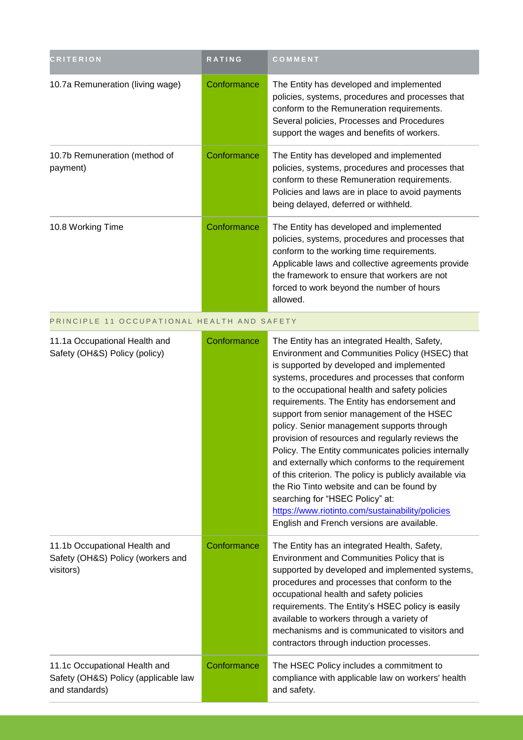| CRITERION | RATING | COMMENT |
|---|---|---|
| 10.7a Remuneration (living wage) | Conformance | The Entity has developed and implemented policies, systems, procedures and processes that conform to the Remuneration requirements. Several policies, Processes and Procedures support the wages and benefits of workers. |
| 10.7b Remuneration (method of payment) | Conformance | The Entity has developed and implemented policies, systems, procedures and processes that conform to these Remuneration requirements. Policies and laws are in place to avoid payments being delayed, deferred or withheld. |
| 10.8 Working Time | Conformance | The Entity has developed and implemented policies, systems, procedures and processes that conform to the working time requirements. Applicable laws and collective agreements provide the framework to ensure that workers are not forced to work beyond the number of hours allowed. |
| PRINCIPLE 11 OCCUPATIONAL HEALTH AND SAFETY | | |
| 11.1a Occupational Health and Safety (OH&S) Policy (policy) | Conformance | The Entity has an integrated Health, Safety, Environment and Communities Policy (HSEC) that is supported by developed and implemented systems, procedures and processes that conform to the occupational health and safety policies requirements. The Entity has endorsement and support from senior management of the HSEC policy. Senior management supports through provision of resources and regularly reviews the Policy. The Entity communicates policies internally and externally which conforms to the requirement of this criterion. The policy is publicly available via the Rio Tinto website and can be found by searching for "HSEC Policy" at: https://www.riotinto.com/sustainability/policies English and French versions are available. |
| 11.1b Occupational Health and Safety (OH&S) Policy (workers and visitors) | Conformance | The Entity has an integrated Health, Safety, Environment and Communities Policy that is supported by developed and implemented systems, procedures and processes that conform to the occupational health and safety policies requirements. The Entity's HSEC policy is easily available to workers through a variety of mechanisms and is communicated to visitors and contractors through induction processes. |
| 11.1c Occupational Health and Safety (OH&S) Policy (applicable law and standards) | Conformance | The HSEC Policy includes a commitment to compliance with applicable law on workers' health and safety. |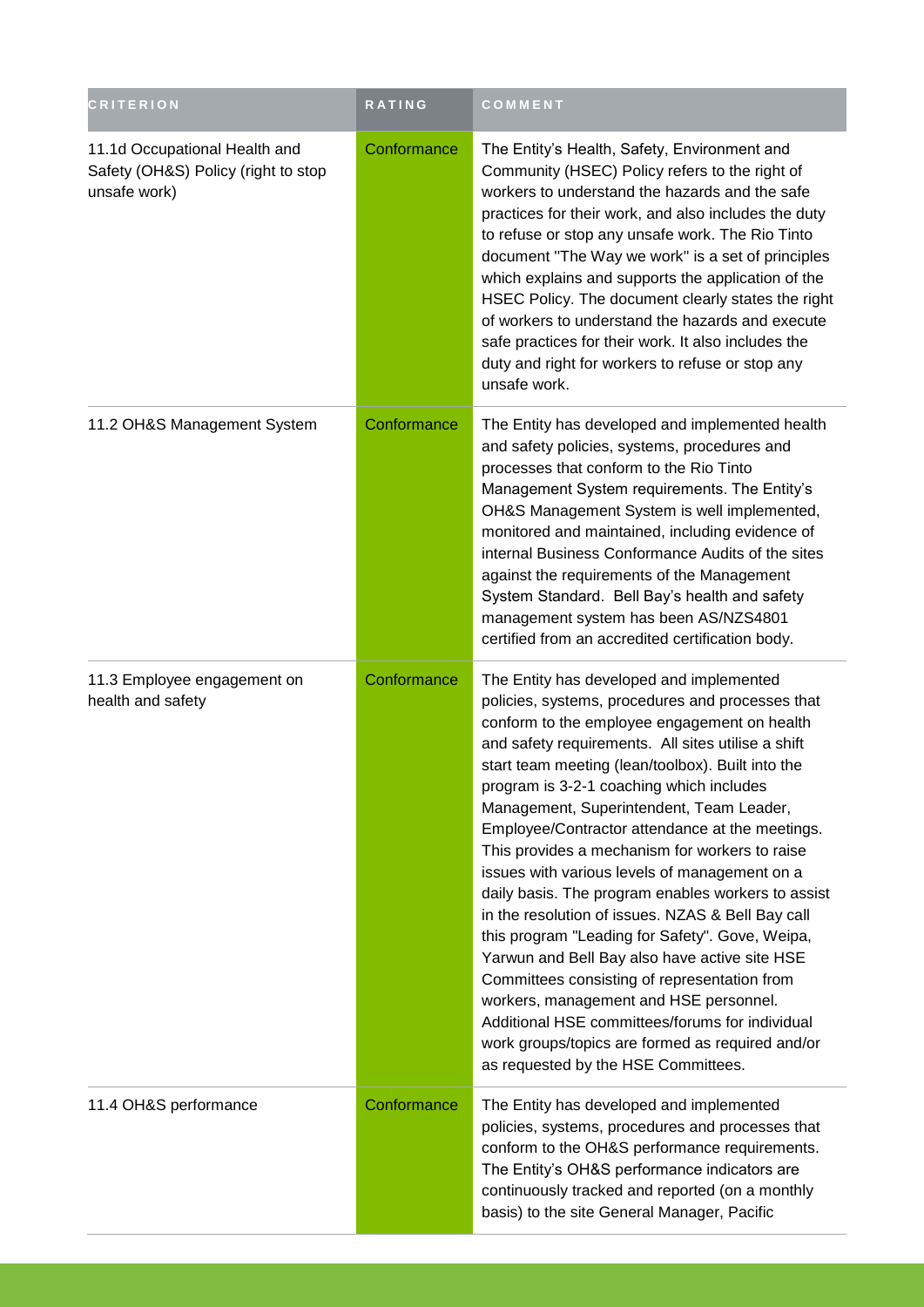| CRITERION | RATING | COMMENT |
| --- | --- | --- |
| 11.1d Occupational Health and Safety (OH&S) Policy (right to stop unsafe work) | Conformance | The Entity's Health, Safety, Environment and Community (HSEC) Policy refers to the right of workers to understand the hazards and the safe practices for their work, and also includes the duty to refuse or stop any unsafe work. The Rio Tinto document "The Way we work" is a set of principles which explains and supports the application of the HSEC Policy. The document clearly states the right of workers to understand the hazards and execute safe practices for their work. It also includes the duty and right for workers to refuse or stop any unsafe work. |
| 11.2 OH&S Management System | Conformance | The Entity has developed and implemented health and safety policies, systems, procedures and processes that conform to the Rio Tinto Management System requirements. The Entity's OH&S Management System is well implemented, monitored and maintained, including evidence of internal Business Conformance Audits of the sites against the requirements of the Management System Standard. Bell Bay's health and safety management system has been AS/NZS4801 certified from an accredited certification body. |
| 11.3 Employee engagement on health and safety | Conformance | The Entity has developed and implemented policies, systems, procedures and processes that conform to the employee engagement on health and safety requirements. All sites utilise a shift start team meeting (lean/toolbox). Built into the program is 3-2-1 coaching which includes Management, Superintendent, Team Leader, Employee/Contractor attendance at the meetings. This provides a mechanism for workers to raise issues with various levels of management on a daily basis. The program enables workers to assist in the resolution of issues. NZAS & Bell Bay call this program "Leading for Safety". Gove, Weipa, Yarwun and Bell Bay also have active site HSE Committees consisting of representation from workers, management and HSE personnel. Additional HSE committees/forums for individual work groups/topics are formed as required and/or as requested by the HSE Committees. |
| 11.4 OH&S performance | Conformance | The Entity has developed and implemented policies, systems, procedures and processes that conform to the OH&S performance requirements. The Entity's OH&S performance indicators are continuously tracked and reported (on a monthly basis) to the site General Manager, Pacific |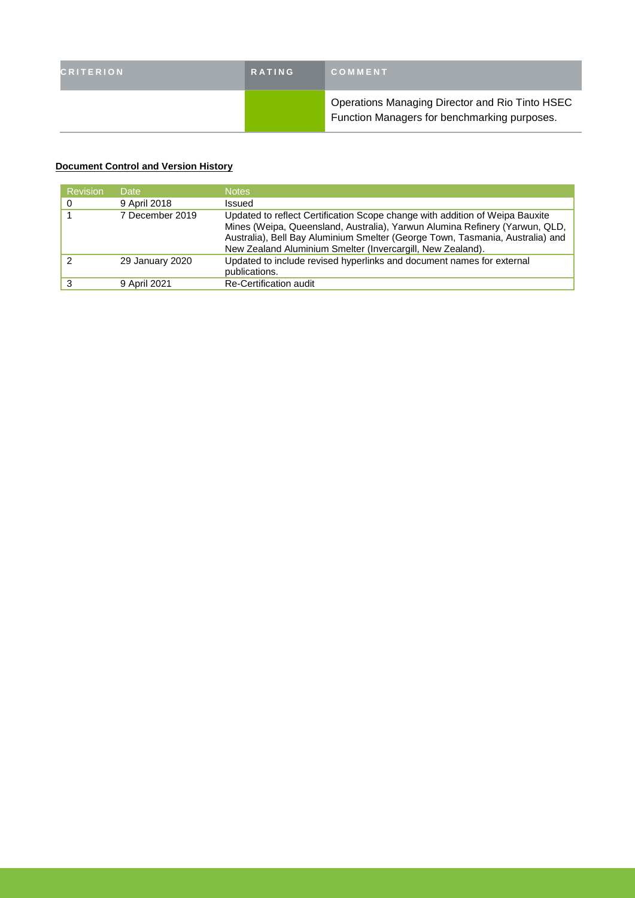| CRITERION | RATING | COMMENT |
| --- | --- | --- |
| | | Operations Managing Director and Rio Tinto HSEC Function Managers for benchmarking purposes. |

**Document Control and Version History**

| Revision | Date | Notes |
| --- | --- | --- |
| 0 | 9 April 2018 | Issued |
| 1 | 7 December 2019 | Updated to reflect Certification Scope change with addition of Weipa Bauxite Mines (Weipa, Queensland, Australia), Yarwun Alumina Refinery (Yarwun, QLD, Australia), Bell Bay Aluminium Smelter (George Town, Tasmania, Australia) and New Zealand Aluminium Smelter (Invercargill, New Zealand). |
| 2 | 29 January 2020 | Updated to include revised hyperlinks and document names for external publications. |
| 3 | 9 April 2021 | Re-Certification audit |